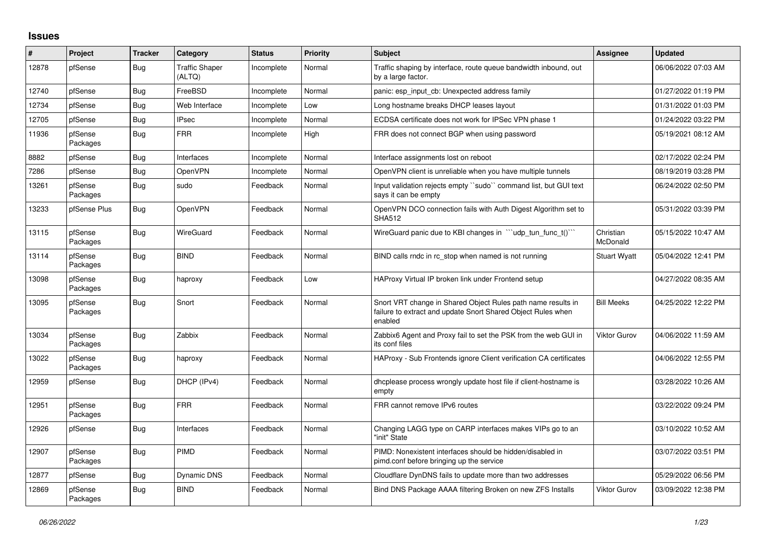# Issues

| # | Project | Tracker | Category | Status | Priority | Subject | Assignee | Updated |
|---|---|---|---|---|---|---|---|---|
| 12878 | pfSense | Bug | Traffic Shaper (ALTQ) | Incomplete | Normal | Traffic shaping by interface, route queue bandwidth inbound, out by a large factor. | | 06/06/2022 07:03 AM |
| 12740 | pfSense | Bug | FreeBSD | Incomplete | Normal | panic: esp_input_cb: Unexpected address family | | 01/27/2022 01:19 PM |
| 12734 | pfSense | Bug | Web Interface | Incomplete | Low | Long hostname breaks DHCP leases layout | | 01/31/2022 01:03 PM |
| 12705 | pfSense | Bug | IPsec | Incomplete | Normal | ECDSA certificate does not work for IPSec VPN phase 1 | | 01/24/2022 03:22 PM |
| 11936 | pfSense Packages | Bug | FRR | Incomplete | High | FRR does not connect BGP when using password | | 05/19/2021 08:12 AM |
| 8882 | pfSense | Bug | Interfaces | Incomplete | Normal | Interface assignments lost on reboot | | 02/17/2022 02:24 PM |
| 7286 | pfSense | Bug | OpenVPN | Incomplete | Normal | OpenVPN client is unreliable when you have multiple tunnels | | 08/19/2019 03:28 PM |
| 13261 | pfSense Packages | Bug | sudo | Feedback | Normal | Input validation rejects empty ``sudo`` command list, but GUI text says it can be empty | | 06/24/2022 02:50 PM |
| 13233 | pfSense Plus | Bug | OpenVPN | Feedback | Normal | OpenVPN DCO connection fails with Auth Digest Algorithm set to SHA512 | | 05/31/2022 03:39 PM |
| 13115 | pfSense Packages | Bug | WireGuard | Feedback | Normal | WireGuard panic due to KBI changes in ```udp_tun_func_t()``` | Christian McDonald | 05/15/2022 10:47 AM |
| 13114 | pfSense Packages | Bug | BIND | Feedback | Normal | BIND calls rndc in rc_stop when named is not running | Stuart Wyatt | 05/04/2022 12:41 PM |
| 13098 | pfSense Packages | Bug | haproxy | Feedback | Low | HAProxy Virtual IP broken link under Frontend setup | | 04/27/2022 08:35 AM |
| 13095 | pfSense Packages | Bug | Snort | Feedback | Normal | Snort VRT change in Shared Object Rules path name results in failure to extract and update Snort Shared Object Rules when enabled | Bill Meeks | 04/25/2022 12:22 PM |
| 13034 | pfSense Packages | Bug | Zabbix | Feedback | Normal | Zabbix6 Agent and Proxy fail to set the PSK from the web GUI in its conf files | Viktor Gurov | 04/06/2022 11:59 AM |
| 13022 | pfSense Packages | Bug | haproxy | Feedback | Normal | HAProxy - Sub Frontends ignore Client verification CA certificates | | 04/06/2022 12:55 PM |
| 12959 | pfSense | Bug | DHCP (IPv4) | Feedback | Normal | dhcplease process wrongly update host file if client-hostname is empty | | 03/28/2022 10:26 AM |
| 12951 | pfSense Packages | Bug | FRR | Feedback | Normal | FRR cannot remove IPv6 routes | | 03/22/2022 09:24 PM |
| 12926 | pfSense | Bug | Interfaces | Feedback | Normal | Changing LAGG type on CARP interfaces makes VIPs go to an "init" State | | 03/10/2022 10:52 AM |
| 12907 | pfSense Packages | Bug | PIMD | Feedback | Normal | PIMD: Nonexistent interfaces should be hidden/disabled in pimd.conf before bringing up the service | | 03/07/2022 03:51 PM |
| 12877 | pfSense | Bug | Dynamic DNS | Feedback | Normal | Cloudflare DynDNS fails to update more than two addresses | | 05/29/2022 06:56 PM |
| 12869 | pfSense Packages | Bug | BIND | Feedback | Normal | Bind DNS Package AAAA filtering Broken on new ZFS Installs | Viktor Gurov | 03/09/2022 12:38 PM |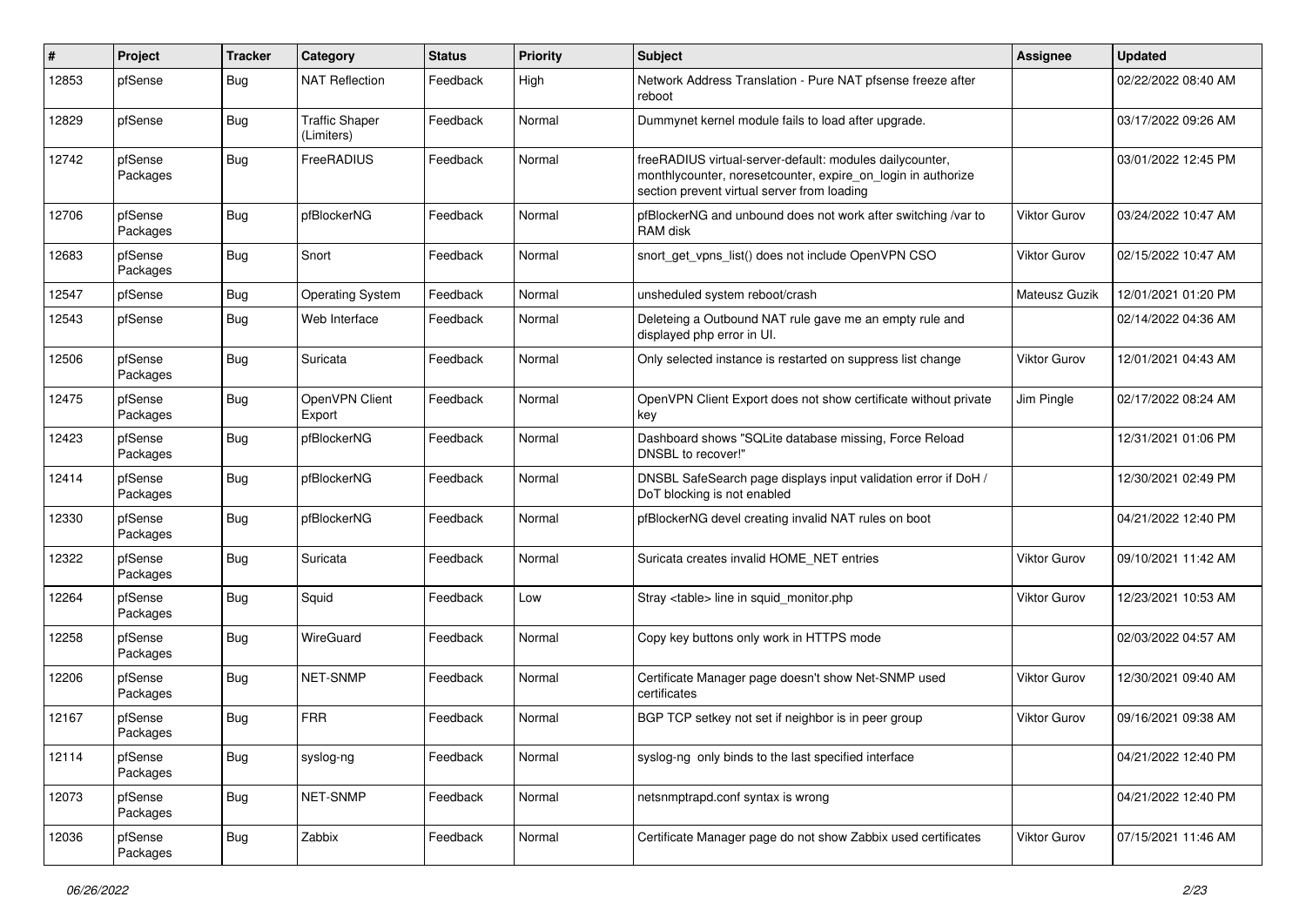| # | Project | Tracker | Category | Status | Priority | Subject | Assignee | Updated |
|---|---|---|---|---|---|---|---|---|
| 12853 | pfSense | Bug | NAT Reflection | Feedback | High | Network Address Translation - Pure NAT pfsense freeze after reboot | | 02/22/2022 08:40 AM |
| 12829 | pfSense | Bug | Traffic Shaper (Limiters) | Feedback | Normal | Dummynet kernel module fails to load after upgrade. | | 03/17/2022 09:26 AM |
| 12742 | pfSense Packages | Bug | FreeRADIUS | Feedback | Normal | freeRADIUS virtual-server-default: modules dailycounter, monthlycounter, noresetcounter, expire_on_login in authorize section prevent virtual server from loading | | 03/01/2022 12:45 PM |
| 12706 | pfSense Packages | Bug | pfBlockerNG | Feedback | Normal | pfBlockerNG and unbound does not work after switching /var to RAM disk | Viktor Gurov | 03/24/2022 10:47 AM |
| 12683 | pfSense Packages | Bug | Snort | Feedback | Normal | snort_get_vpns_list() does not include OpenVPN CSO | Viktor Gurov | 02/15/2022 10:47 AM |
| 12547 | pfSense | Bug | Operating System | Feedback | Normal | unsheduled system reboot/crash | Mateusz Guzik | 12/01/2021 01:20 PM |
| 12543 | pfSense | Bug | Web Interface | Feedback | Normal | Deleteing a Outbound NAT rule gave me an empty rule and displayed php error in UI. | | 02/14/2022 04:36 AM |
| 12506 | pfSense Packages | Bug | Suricata | Feedback | Normal | Only selected instance is restarted on suppress list change | Viktor Gurov | 12/01/2021 04:43 AM |
| 12475 | pfSense Packages | Bug | OpenVPN Client Export | Feedback | Normal | OpenVPN Client Export does not show certificate without private key | Jim Pingle | 02/17/2022 08:24 AM |
| 12423 | pfSense Packages | Bug | pfBlockerNG | Feedback | Normal | Dashboard shows "SQLite database missing, Force Reload DNSBL to recover!" | | 12/31/2021 01:06 PM |
| 12414 | pfSense Packages | Bug | pfBlockerNG | Feedback | Normal | DNSBL SafeSearch page displays input validation error if DoH / DoT blocking is not enabled | | 12/30/2021 02:49 PM |
| 12330 | pfSense Packages | Bug | pfBlockerNG | Feedback | Normal | pfBlockerNG devel creating invalid NAT rules on boot | | 04/21/2022 12:40 PM |
| 12322 | pfSense Packages | Bug | Suricata | Feedback | Normal | Suricata creates invalid HOME_NET entries | Viktor Gurov | 09/10/2021 11:42 AM |
| 12264 | pfSense Packages | Bug | Squid | Feedback | Low | Stray <table> line in squid_monitor.php | Viktor Gurov | 12/23/2021 10:53 AM |
| 12258 | pfSense Packages | Bug | WireGuard | Feedback | Normal | Copy key buttons only work in HTTPS mode | | 02/03/2022 04:57 AM |
| 12206 | pfSense Packages | Bug | NET-SNMP | Feedback | Normal | Certificate Manager page doesn't show Net-SNMP used certificates | Viktor Gurov | 12/30/2021 09:40 AM |
| 12167 | pfSense Packages | Bug | FRR | Feedback | Normal | BGP TCP setkey not set if neighbor is in peer group | Viktor Gurov | 09/16/2021 09:38 AM |
| 12114 | pfSense Packages | Bug | syslog-ng | Feedback | Normal | syslog-ng only binds to the last specified interface | | 04/21/2022 12:40 PM |
| 12073 | pfSense Packages | Bug | NET-SNMP | Feedback | Normal | netsnmptrapd.conf syntax is wrong | | 04/21/2022 12:40 PM |
| 12036 | pfSense Packages | Bug | Zabbix | Feedback | Normal | Certificate Manager page do not show Zabbix used certificates | Viktor Gurov | 07/15/2021 11:46 AM |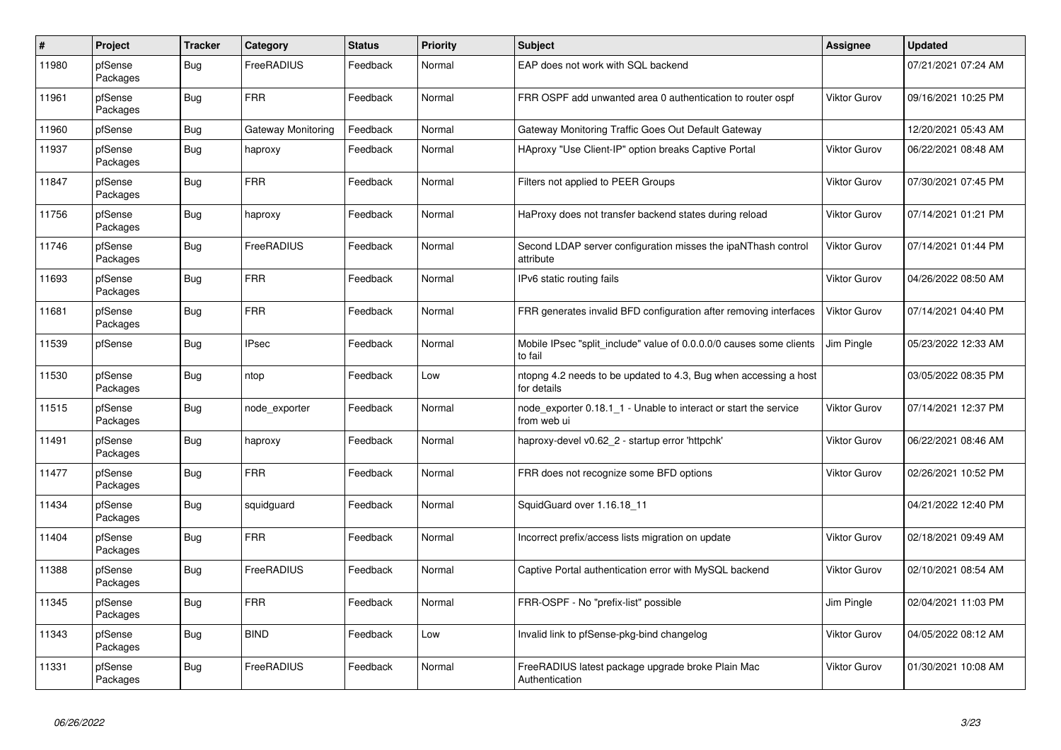| # | Project | Tracker | Category | Status | Priority | Subject | Assignee | Updated |
|---|---|---|---|---|---|---|---|---|
| 11980 | pfSense Packages | Bug | FreeRADIUS | Feedback | Normal | EAP does not work with SQL backend | | 07/21/2021 07:24 AM |
| 11961 | pfSense Packages | Bug | FRR | Feedback | Normal | FRR OSPF add unwanted area 0 authentication to router ospf | Viktor Gurov | 09/16/2021 10:25 PM |
| 11960 | pfSense | Bug | Gateway Monitoring | Feedback | Normal | Gateway Monitoring Traffic Goes Out Default Gateway | | 12/20/2021 05:43 AM |
| 11937 | pfSense Packages | Bug | haproxy | Feedback | Normal | HAproxy "Use Client-IP" option breaks Captive Portal | Viktor Gurov | 06/22/2021 08:48 AM |
| 11847 | pfSense Packages | Bug | FRR | Feedback | Normal | Filters not applied to PEER Groups | Viktor Gurov | 07/30/2021 07:45 PM |
| 11756 | pfSense Packages | Bug | haproxy | Feedback | Normal | HaProxy does not transfer backend states during reload | Viktor Gurov | 07/14/2021 01:21 PM |
| 11746 | pfSense Packages | Bug | FreeRADIUS | Feedback | Normal | Second LDAP server configuration misses the ipaNThash control attribute | Viktor Gurov | 07/14/2021 01:44 PM |
| 11693 | pfSense Packages | Bug | FRR | Feedback | Normal | IPv6 static routing fails | Viktor Gurov | 04/26/2022 08:50 AM |
| 11681 | pfSense Packages | Bug | FRR | Feedback | Normal | FRR generates invalid BFD configuration after removing interfaces | Viktor Gurov | 07/14/2021 04:40 PM |
| 11539 | pfSense | Bug | IPsec | Feedback | Normal | Mobile IPsec "split_include" value of 0.0.0.0/0 causes some clients to fail | Jim Pingle | 05/23/2022 12:33 AM |
| 11530 | pfSense Packages | Bug | ntop | Feedback | Low | ntopng 4.2 needs to be updated to 4.3, Bug when accessing a host for details | | 03/05/2022 08:35 PM |
| 11515 | pfSense Packages | Bug | node_exporter | Feedback | Normal | node_exporter 0.18.1_1 - Unable to interact or start the service from web ui | Viktor Gurov | 07/14/2021 12:37 PM |
| 11491 | pfSense Packages | Bug | haproxy | Feedback | Normal | haproxy-devel v0.62_2 - startup error 'httpchk' | Viktor Gurov | 06/22/2021 08:46 AM |
| 11477 | pfSense Packages | Bug | FRR | Feedback | Normal | FRR does not recognize some BFD options | Viktor Gurov | 02/26/2021 10:52 PM |
| 11434 | pfSense Packages | Bug | squidguard | Feedback | Normal | SquidGuard over 1.16.18_11 | | 04/21/2022 12:40 PM |
| 11404 | pfSense Packages | Bug | FRR | Feedback | Normal | Incorrect prefix/access lists migration on update | Viktor Gurov | 02/18/2021 09:49 AM |
| 11388 | pfSense Packages | Bug | FreeRADIUS | Feedback | Normal | Captive Portal authentication error with MySQL backend | Viktor Gurov | 02/10/2021 08:54 AM |
| 11345 | pfSense Packages | Bug | FRR | Feedback | Normal | FRR-OSPF - No "prefix-list" possible | Jim Pingle | 02/04/2021 11:03 PM |
| 11343 | pfSense Packages | Bug | BIND | Feedback | Low | Invalid link to pfSense-pkg-bind changelog | Viktor Gurov | 04/05/2022 08:12 AM |
| 11331 | pfSense Packages | Bug | FreeRADIUS | Feedback | Normal | FreeRADIUS latest package upgrade broke Plain Mac Authentication | Viktor Gurov | 01/30/2021 10:08 AM |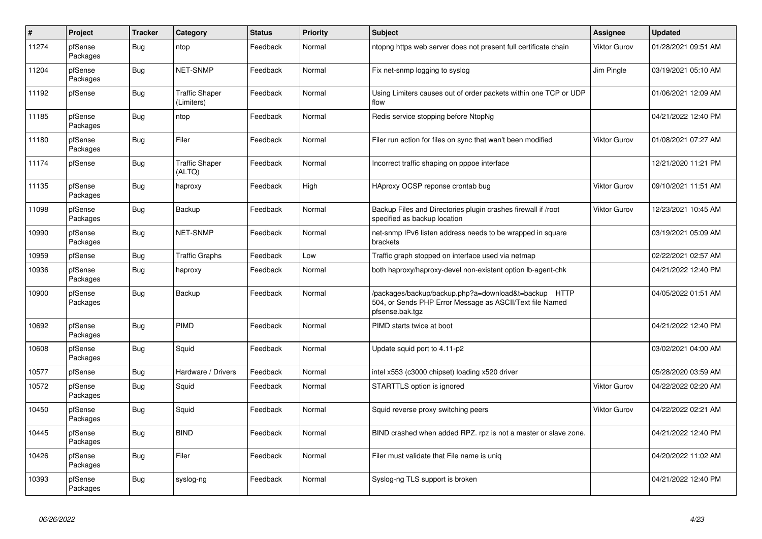| # | Project | Tracker | Category | Status | Priority | Subject | Assignee | Updated |
|---|---|---|---|---|---|---|---|---|
| 11274 | pfSense Packages | Bug | ntop | Feedback | Normal | ntopng https web server does not present full certificate chain | Viktor Gurov | 01/28/2021 09:51 AM |
| 11204 | pfSense Packages | Bug | NET-SNMP | Feedback | Normal | Fix net-snmp logging to syslog | Jim Pingle | 03/19/2021 05:10 AM |
| 11192 | pfSense | Bug | Traffic Shaper (Limiters) | Feedback | Normal | Using Limiters causes out of order packets within one TCP or UDP flow | | 01/06/2021 12:09 AM |
| 11185 | pfSense Packages | Bug | ntop | Feedback | Normal | Redis service stopping before NtopNg | | 04/21/2022 12:40 PM |
| 11180 | pfSense Packages | Bug | Filer | Feedback | Normal | Filer run action for files on sync that wan't been modified | Viktor Gurov | 01/08/2021 07:27 AM |
| 11174 | pfSense | Bug | Traffic Shaper (ALTQ) | Feedback | Normal | Incorrect traffic shaping on pppoe interface | | 12/21/2020 11:21 PM |
| 11135 | pfSense Packages | Bug | haproxy | Feedback | High | HAproxy OCSP reponse crontab bug | Viktor Gurov | 09/10/2021 11:51 AM |
| 11098 | pfSense Packages | Bug | Backup | Feedback | Normal | Backup Files and Directories plugin crashes firewall if /root specified as backup location | Viktor Gurov | 12/23/2021 10:45 AM |
| 10990 | pfSense Packages | Bug | NET-SNMP | Feedback | Normal | net-snmp IPv6 listen address needs to be wrapped in square brackets | | 03/19/2021 05:09 AM |
| 10959 | pfSense | Bug | Traffic Graphs | Feedback | Low | Traffic graph stopped on interface used via netmap | | 02/22/2021 02:57 AM |
| 10936 | pfSense Packages | Bug | haproxy | Feedback | Normal | both haproxy/haproxy-devel non-existent option lb-agent-chk | | 04/21/2022 12:40 PM |
| 10900 | pfSense Packages | Bug | Backup | Feedback | Normal | /packages/backup/backup.php?a=download&t=backup HTTP 504, or Sends PHP Error Message as ASCII/Text file Named pfsense.bak.tgz | | 04/05/2022 01:51 AM |
| 10692 | pfSense Packages | Bug | PIMD | Feedback | Normal | PIMD starts twice at boot | | 04/21/2022 12:40 PM |
| 10608 | pfSense Packages | Bug | Squid | Feedback | Normal | Update squid port to 4.11-p2 | | 03/02/2021 04:00 AM |
| 10577 | pfSense | Bug | Hardware / Drivers | Feedback | Normal | intel x553 (c3000 chipset) loading x520 driver | | 05/28/2020 03:59 AM |
| 10572 | pfSense Packages | Bug | Squid | Feedback | Normal | STARTTLS option is ignored | Viktor Gurov | 04/22/2022 02:20 AM |
| 10450 | pfSense Packages | Bug | Squid | Feedback | Normal | Squid reverse proxy switching peers | Viktor Gurov | 04/22/2022 02:21 AM |
| 10445 | pfSense Packages | Bug | BIND | Feedback | Normal | BIND crashed when added RPZ. rpz is not a master or slave zone. | | 04/21/2022 12:40 PM |
| 10426 | pfSense Packages | Bug | Filer | Feedback | Normal | Filer must validate that File name is uniq | | 04/20/2022 11:02 AM |
| 10393 | pfSense Packages | Bug | syslog-ng | Feedback | Normal | Syslog-ng TLS support is broken | | 04/21/2022 12:40 PM |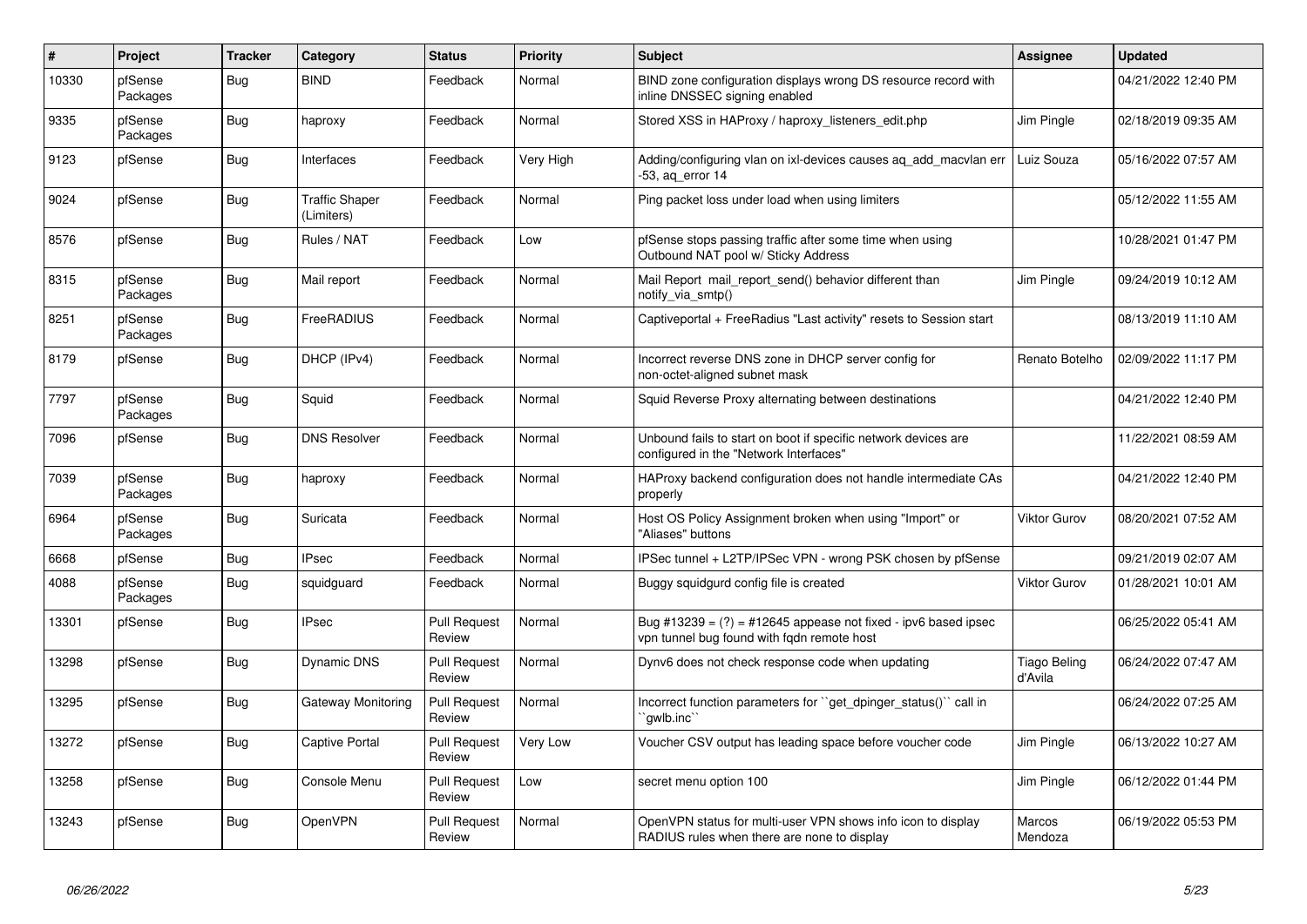| # | Project | Tracker | Category | Status | Priority | Subject | Assignee | Updated |
|---|---|---|---|---|---|---|---|---|
| 10330 | pfSense Packages | Bug | BIND | Feedback | Normal | BIND zone configuration displays wrong DS resource record with inline DNSSEC signing enabled | | 04/21/2022 12:40 PM |
| 9335 | pfSense Packages | Bug | haproxy | Feedback | Normal | Stored XSS in HAProxy / haproxy_listeners_edit.php | Jim Pingle | 02/18/2019 09:35 AM |
| 9123 | pfSense | Bug | Interfaces | Feedback | Very High | Adding/configuring vlan on ixl-devices causes aq_add_macvlan err -53, aq_error 14 | Luiz Souza | 05/16/2022 07:57 AM |
| 9024 | pfSense | Bug | Traffic Shaper (Limiters) | Feedback | Normal | Ping packet loss under load when using limiters | | 05/12/2022 11:55 AM |
| 8576 | pfSense | Bug | Rules / NAT | Feedback | Low | pfSense stops passing traffic after some time when using Outbound NAT pool w/ Sticky Address | | 10/28/2021 01:47 PM |
| 8315 | pfSense Packages | Bug | Mail report | Feedback | Normal | Mail Report mail_report_send() behavior different than notify_via_smtp() | Jim Pingle | 09/24/2019 10:12 AM |
| 8251 | pfSense Packages | Bug | FreeRADIUS | Feedback | Normal | Captiveportal + FreeRadius "Last activity" resets to Session start | | 08/13/2019 11:10 AM |
| 8179 | pfSense | Bug | DHCP (IPv4) | Feedback | Normal | Incorrect reverse DNS zone in DHCP server config for non-octet-aligned subnet mask | Renato Botelho | 02/09/2022 11:17 PM |
| 7797 | pfSense Packages | Bug | Squid | Feedback | Normal | Squid Reverse Proxy alternating between destinations | | 04/21/2022 12:40 PM |
| 7096 | pfSense | Bug | DNS Resolver | Feedback | Normal | Unbound fails to start on boot if specific network devices are configured in the "Network Interfaces" | | 11/22/2021 08:59 AM |
| 7039 | pfSense Packages | Bug | haproxy | Feedback | Normal | HAProxy backend configuration does not handle intermediate CAs properly | | 04/21/2022 12:40 PM |
| 6964 | pfSense Packages | Bug | Suricata | Feedback | Normal | Host OS Policy Assignment broken when using "Import" or "Aliases" buttons | Viktor Gurov | 08/20/2021 07:52 AM |
| 6668 | pfSense | Bug | IPsec | Feedback | Normal | IPSec tunnel + L2TP/IPSec VPN - wrong PSK chosen by pfSense | | 09/21/2019 02:07 AM |
| 4088 | pfSense Packages | Bug | squidguard | Feedback | Normal | Buggy squidgurd config file is created | Viktor Gurov | 01/28/2021 10:01 AM |
| 13301 | pfSense | Bug | IPsec | Pull Request Review | Normal | Bug #13239 = (?) = #12645 appease not fixed - ipv6 based ipsec vpn tunnel bug found with fqdn remote host | | 06/25/2022 05:41 AM |
| 13298 | pfSense | Bug | Dynamic DNS | Pull Request Review | Normal | Dynv6 does not check response code when updating | Tiago Beling d'Avila | 06/24/2022 07:47 AM |
| 13295 | pfSense | Bug | Gateway Monitoring | Pull Request Review | Normal | Incorrect function parameters for ``get_dpinger_status()`` call in ``gwlb.inc`` | | 06/24/2022 07:25 AM |
| 13272 | pfSense | Bug | Captive Portal | Pull Request Review | Very Low | Voucher CSV output has leading space before voucher code | Jim Pingle | 06/13/2022 10:27 AM |
| 13258 | pfSense | Bug | Console Menu | Pull Request Review | Low | secret menu option 100 | Jim Pingle | 06/12/2022 01:44 PM |
| 13243 | pfSense | Bug | OpenVPN | Pull Request Review | Normal | OpenVPN status for multi-user VPN shows info icon to display RADIUS rules when there are none to display | Marcos Mendoza | 06/19/2022 05:53 PM |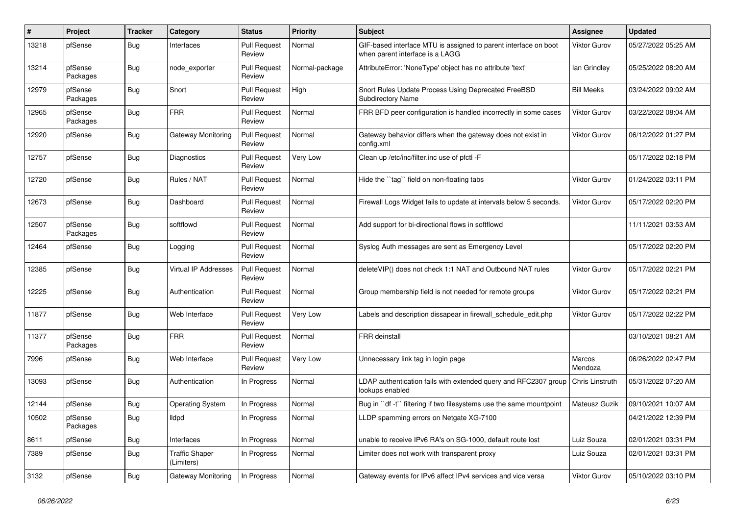| # | Project | Tracker | Category | Status | Priority | Subject | Assignee | Updated |
| --- | --- | --- | --- | --- | --- | --- | --- | --- |
| 13218 | pfSense | Bug | Interfaces | Pull Request Review | Normal | GIF-based interface MTU is assigned to parent interface on boot when parent interface is a LAGG | Viktor Gurov | 05/27/2022 05:25 AM |
| 13214 | pfSense Packages | Bug | node_exporter | Pull Request Review | Normal-package | AttributeError: 'NoneType' object has no attribute 'text' | Ian Grindley | 05/25/2022 08:20 AM |
| 12979 | pfSense Packages | Bug | Snort | Pull Request Review | High | Snort Rules Update Process Using Deprecated FreeBSD Subdirectory Name | Bill Meeks | 03/24/2022 09:02 AM |
| 12965 | pfSense Packages | Bug | FRR | Pull Request Review | Normal | FRR BFD peer configuration is handled incorrectly in some cases | Viktor Gurov | 03/22/2022 08:04 AM |
| 12920 | pfSense | Bug | Gateway Monitoring | Pull Request Review | Normal | Gateway behavior differs when the gateway does not exist in config.xml | Viktor Gurov | 06/12/2022 01:27 PM |
| 12757 | pfSense | Bug | Diagnostics | Pull Request Review | Very Low | Clean up /etc/inc/filter.inc use of pfctl -F | | 05/17/2022 02:18 PM |
| 12720 | pfSense | Bug | Rules / NAT | Pull Request Review | Normal | Hide the ``tag`` field on non-floating tabs | Viktor Gurov | 01/24/2022 03:11 PM |
| 12673 | pfSense | Bug | Dashboard | Pull Request Review | Normal | Firewall Logs Widget fails to update at intervals below 5 seconds. | Viktor Gurov | 05/17/2022 02:20 PM |
| 12507 | pfSense Packages | Bug | softflowd | Pull Request Review | Normal | Add support for bi-directional flows in softflowd | | 11/11/2021 03:53 AM |
| 12464 | pfSense | Bug | Logging | Pull Request Review | Normal | Syslog Auth messages are sent as Emergency Level | | 05/17/2022 02:20 PM |
| 12385 | pfSense | Bug | Virtual IP Addresses | Pull Request Review | Normal | deleteVIP() does not check 1:1 NAT and Outbound NAT rules | Viktor Gurov | 05/17/2022 02:21 PM |
| 12225 | pfSense | Bug | Authentication | Pull Request Review | Normal | Group membership field is not needed for remote groups | Viktor Gurov | 05/17/2022 02:21 PM |
| 11877 | pfSense | Bug | Web Interface | Pull Request Review | Very Low | Labels and description dissapear in firewall_schedule_edit.php | Viktor Gurov | 05/17/2022 02:22 PM |
| 11377 | pfSense Packages | Bug | FRR | Pull Request Review | Normal | FRR deinstall | | 03/10/2021 08:21 AM |
| 7996 | pfSense | Bug | Web Interface | Pull Request Review | Very Low | Unnecessary link tag in login page | Marcos Mendoza | 06/26/2022 02:47 PM |
| 13093 | pfSense | Bug | Authentication | In Progress | Normal | LDAP authentication fails with extended query and RFC2307 group lookups enabled | Chris Linstruth | 05/31/2022 07:20 AM |
| 12144 | pfSense | Bug | Operating System | In Progress | Normal | Bug in ``df -t`` filtering if two filesystems use the same mountpoint | Mateusz Guzik | 09/10/2021 10:07 AM |
| 10502 | pfSense Packages | Bug | lldpd | In Progress | Normal | LLDP spamming errors on Netgate XG-7100 | | 04/21/2022 12:39 PM |
| 8611 | pfSense | Bug | Interfaces | In Progress | Normal | unable to receive IPv6 RA's on SG-1000, default route lost | Luiz Souza | 02/01/2021 03:31 PM |
| 7389 | pfSense | Bug | Traffic Shaper (Limiters) | In Progress | Normal | Limiter does not work with transparent proxy | Luiz Souza | 02/01/2021 03:31 PM |
| 3132 | pfSense | Bug | Gateway Monitoring | In Progress | Normal | Gateway events for IPv6 affect IPv4 services and vice versa | Viktor Gurov | 05/10/2022 03:10 PM |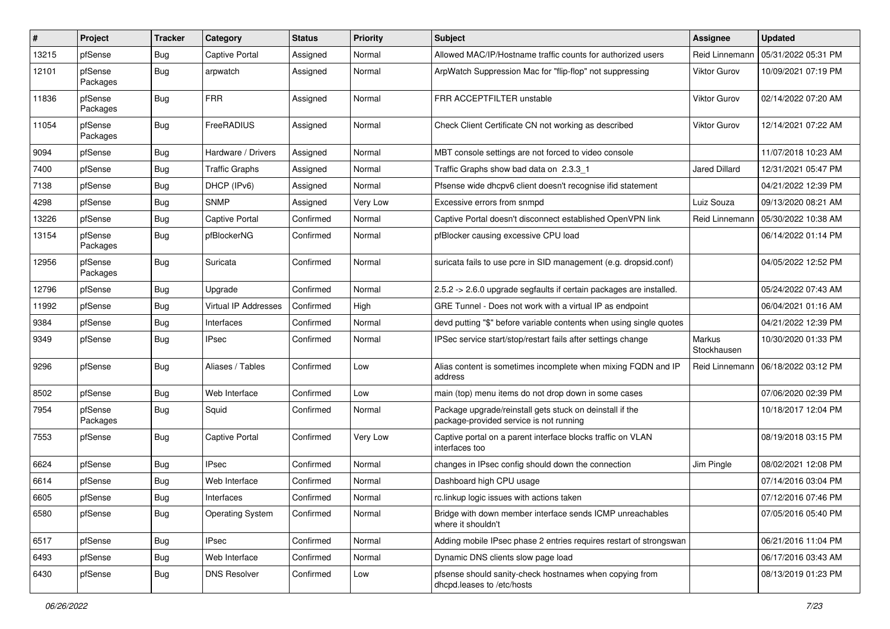| # | Project | Tracker | Category | Status | Priority | Subject | Assignee | Updated |
|---|---|---|---|---|---|---|---|---|
| 13215 | pfSense | Bug | Captive Portal | Assigned | Normal | Allowed MAC/IP/Hostname traffic counts for authorized users | Reid Linnemann | 05/31/2022 05:31 PM |
| 12101 | pfSense Packages | Bug | arpwatch | Assigned | Normal | ArpWatch Suppression Mac for "flip-flop" not suppressing | Viktor Gurov | 10/09/2021 07:19 PM |
| 11836 | pfSense Packages | Bug | FRR | Assigned | Normal | FRR ACCEPTFILTER unstable | Viktor Gurov | 02/14/2022 07:20 AM |
| 11054 | pfSense Packages | Bug | FreeRADIUS | Assigned | Normal | Check Client Certificate CN not working as described | Viktor Gurov | 12/14/2021 07:22 AM |
| 9094 | pfSense | Bug | Hardware / Drivers | Assigned | Normal | MBT console settings are not forced to video console | | 11/07/2018 10:23 AM |
| 7400 | pfSense | Bug | Traffic Graphs | Assigned | Normal | Traffic Graphs show bad data on 2.3.3_1 | Jared Dillard | 12/31/2021 05:47 PM |
| 7138 | pfSense | Bug | DHCP (IPv6) | Assigned | Normal | Pfsense wide dhcpv6 client doesn't recognise ifid statement | | 04/21/2022 12:39 PM |
| 4298 | pfSense | Bug | SNMP | Assigned | Very Low | Excessive errors from snmpd | Luiz Souza | 09/13/2020 08:21 AM |
| 13226 | pfSense | Bug | Captive Portal | Confirmed | Normal | Captive Portal doesn't disconnect established OpenVPN link | Reid Linnemann | 05/30/2022 10:38 AM |
| 13154 | pfSense Packages | Bug | pfBlockerNG | Confirmed | Normal | pfBlocker causing excessive CPU load | | 06/14/2022 01:14 PM |
| 12956 | pfSense Packages | Bug | Suricata | Confirmed | Normal | suricata fails to use pcre in SID management (e.g. dropsid.conf) | | 04/05/2022 12:52 PM |
| 12796 | pfSense | Bug | Upgrade | Confirmed | Normal | 2.5.2 -> 2.6.0 upgrade segfaults if certain packages are installed. | | 05/24/2022 07:43 AM |
| 11992 | pfSense | Bug | Virtual IP Addresses | Confirmed | High | GRE Tunnel - Does not work with a virtual IP as endpoint | | 06/04/2021 01:16 AM |
| 9384 | pfSense | Bug | Interfaces | Confirmed | Normal | devd putting "$" before variable contents when using single quotes | | 04/21/2022 12:39 PM |
| 9349 | pfSense | Bug | IPsec | Confirmed | Normal | IPSec service start/stop/restart fails after settings change | Markus Stockhausen | 10/30/2020 01:33 PM |
| 9296 | pfSense | Bug | Aliases / Tables | Confirmed | Low | Alias content is sometimes incomplete when mixing FQDN and IP address | Reid Linnemann | 06/18/2022 03:12 PM |
| 8502 | pfSense | Bug | Web Interface | Confirmed | Low | main (top) menu items do not drop down in some cases | | 07/06/2020 02:39 PM |
| 7954 | pfSense Packages | Bug | Squid | Confirmed | Normal | Package upgrade/reinstall gets stuck on deinstall if the package-provided service is not running | | 10/18/2017 12:04 PM |
| 7553 | pfSense | Bug | Captive Portal | Confirmed | Very Low | Captive portal on a parent interface blocks traffic on VLAN interfaces too | | 08/19/2018 03:15 PM |
| 6624 | pfSense | Bug | IPsec | Confirmed | Normal | changes in IPsec config should down the connection | Jim Pingle | 08/02/2021 12:08 PM |
| 6614 | pfSense | Bug | Web Interface | Confirmed | Normal | Dashboard high CPU usage | | 07/14/2016 03:04 PM |
| 6605 | pfSense | Bug | Interfaces | Confirmed | Normal | rc.linkup logic issues with actions taken | | 07/12/2016 07:46 PM |
| 6580 | pfSense | Bug | Operating System | Confirmed | Normal | Bridge with down member interface sends ICMP unreachables where it shouldn't | | 07/05/2016 05:40 PM |
| 6517 | pfSense | Bug | IPsec | Confirmed | Normal | Adding mobile IPsec phase 2 entries requires restart of strongswan | | 06/21/2016 11:04 PM |
| 6493 | pfSense | Bug | Web Interface | Confirmed | Normal | Dynamic DNS clients slow page load | | 06/17/2016 03:43 AM |
| 6430 | pfSense | Bug | DNS Resolver | Confirmed | Low | pfsense should sanity-check hostnames when copying from dhcpd.leases to /etc/hosts | | 08/13/2019 01:23 PM |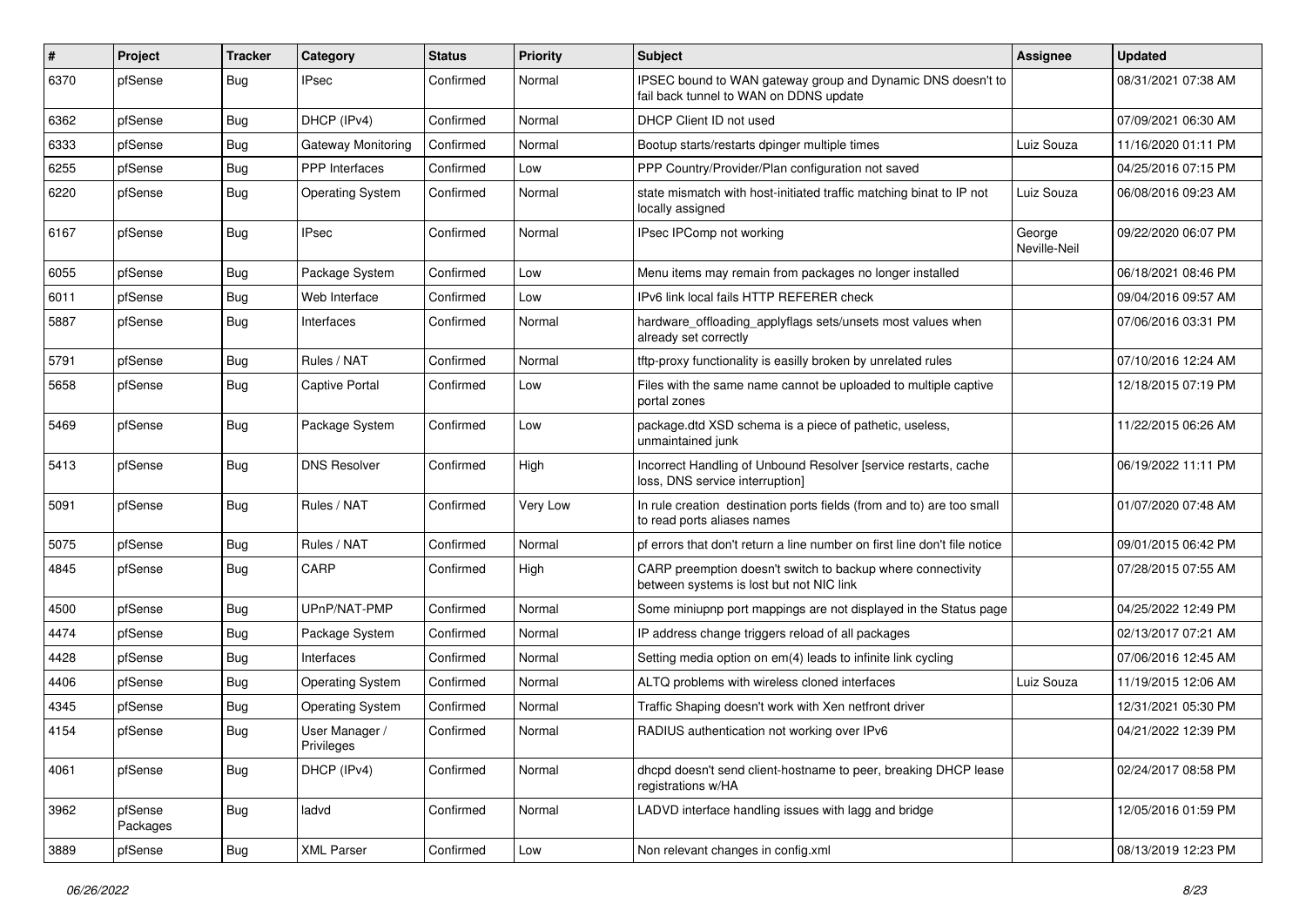| # | Project | Tracker | Category | Status | Priority | Subject | Assignee | Updated |
|---|---|---|---|---|---|---|---|---|
| 6370 | pfSense | Bug | IPsec | Confirmed | Normal | IPSEC bound to WAN gateway group and Dynamic DNS doesn't to fail back tunnel to WAN on DDNS update | | 08/31/2021 07:38 AM |
| 6362 | pfSense | Bug | DHCP (IPv4) | Confirmed | Normal | DHCP Client ID not used | | 07/09/2021 06:30 AM |
| 6333 | pfSense | Bug | Gateway Monitoring | Confirmed | Normal | Bootup starts/restarts dpinger multiple times | Luiz Souza | 11/16/2020 01:11 PM |
| 6255 | pfSense | Bug | PPP Interfaces | Confirmed | Low | PPP Country/Provider/Plan configuration not saved | | 04/25/2016 07:15 PM |
| 6220 | pfSense | Bug | Operating System | Confirmed | Normal | state mismatch with host-initiated traffic matching binat to IP not locally assigned | Luiz Souza | 06/08/2016 09:23 AM |
| 6167 | pfSense | Bug | IPsec | Confirmed | Normal | IPsec IPComp not working | George Neville-Neil | 09/22/2020 06:07 PM |
| 6055 | pfSense | Bug | Package System | Confirmed | Low | Menu items may remain from packages no longer installed | | 06/18/2021 08:46 PM |
| 6011 | pfSense | Bug | Web Interface | Confirmed | Low | IPv6 link local fails HTTP REFERER check | | 09/04/2016 09:57 AM |
| 5887 | pfSense | Bug | Interfaces | Confirmed | Normal | hardware_offloading_applyflags sets/unsets most values when already set correctly | | 07/06/2016 03:31 PM |
| 5791 | pfSense | Bug | Rules / NAT | Confirmed | Normal | tftp-proxy functionality is easilly broken by unrelated rules | | 07/10/2016 12:24 AM |
| 5658 | pfSense | Bug | Captive Portal | Confirmed | Low | Files with the same name cannot be uploaded to multiple captive portal zones | | 12/18/2015 07:19 PM |
| 5469 | pfSense | Bug | Package System | Confirmed | Low | package.dtd XSD schema is a piece of pathetic, useless, unmaintained junk | | 11/22/2015 06:26 AM |
| 5413 | pfSense | Bug | DNS Resolver | Confirmed | High | Incorrect Handling of Unbound Resolver [service restarts, cache loss, DNS service interruption] | | 06/19/2022 11:11 PM |
| 5091 | pfSense | Bug | Rules / NAT | Confirmed | Very Low | In rule creation destination ports fields (from and to) are too small to read ports aliases names | | 01/07/2020 07:48 AM |
| 5075 | pfSense | Bug | Rules / NAT | Confirmed | Normal | pf errors that don't return a line number on first line don't file notice | | 09/01/2015 06:42 PM |
| 4845 | pfSense | Bug | CARP | Confirmed | High | CARP preemption doesn't switch to backup where connectivity between systems is lost but not NIC link | | 07/28/2015 07:55 AM |
| 4500 | pfSense | Bug | UPnP/NAT-PMP | Confirmed | Normal | Some miniupnp port mappings are not displayed in the Status page | | 04/25/2022 12:49 PM |
| 4474 | pfSense | Bug | Package System | Confirmed | Normal | IP address change triggers reload of all packages | | 02/13/2017 07:21 AM |
| 4428 | pfSense | Bug | Interfaces | Confirmed | Normal | Setting media option on em(4) leads to infinite link cycling | | 07/06/2016 12:45 AM |
| 4406 | pfSense | Bug | Operating System | Confirmed | Normal | ALTQ problems with wireless cloned interfaces | Luiz Souza | 11/19/2015 12:06 AM |
| 4345 | pfSense | Bug | Operating System | Confirmed | Normal | Traffic Shaping doesn't work with Xen netfront driver | | 12/31/2021 05:30 PM |
| 4154 | pfSense | Bug | User Manager / Privileges | Confirmed | Normal | RADIUS authentication not working over IPv6 | | 04/21/2022 12:39 PM |
| 4061 | pfSense | Bug | DHCP (IPv4) | Confirmed | Normal | dhcpd doesn't send client-hostname to peer, breaking DHCP lease registrations w/HA | | 02/24/2017 08:58 PM |
| 3962 | pfSense Packages | Bug | ladvd | Confirmed | Normal | LADVD interface handling issues with lagg and bridge | | 12/05/2016 01:59 PM |
| 3889 | pfSense | Bug | XML Parser | Confirmed | Low | Non relevant changes in config.xml | | 08/13/2019 12:23 PM |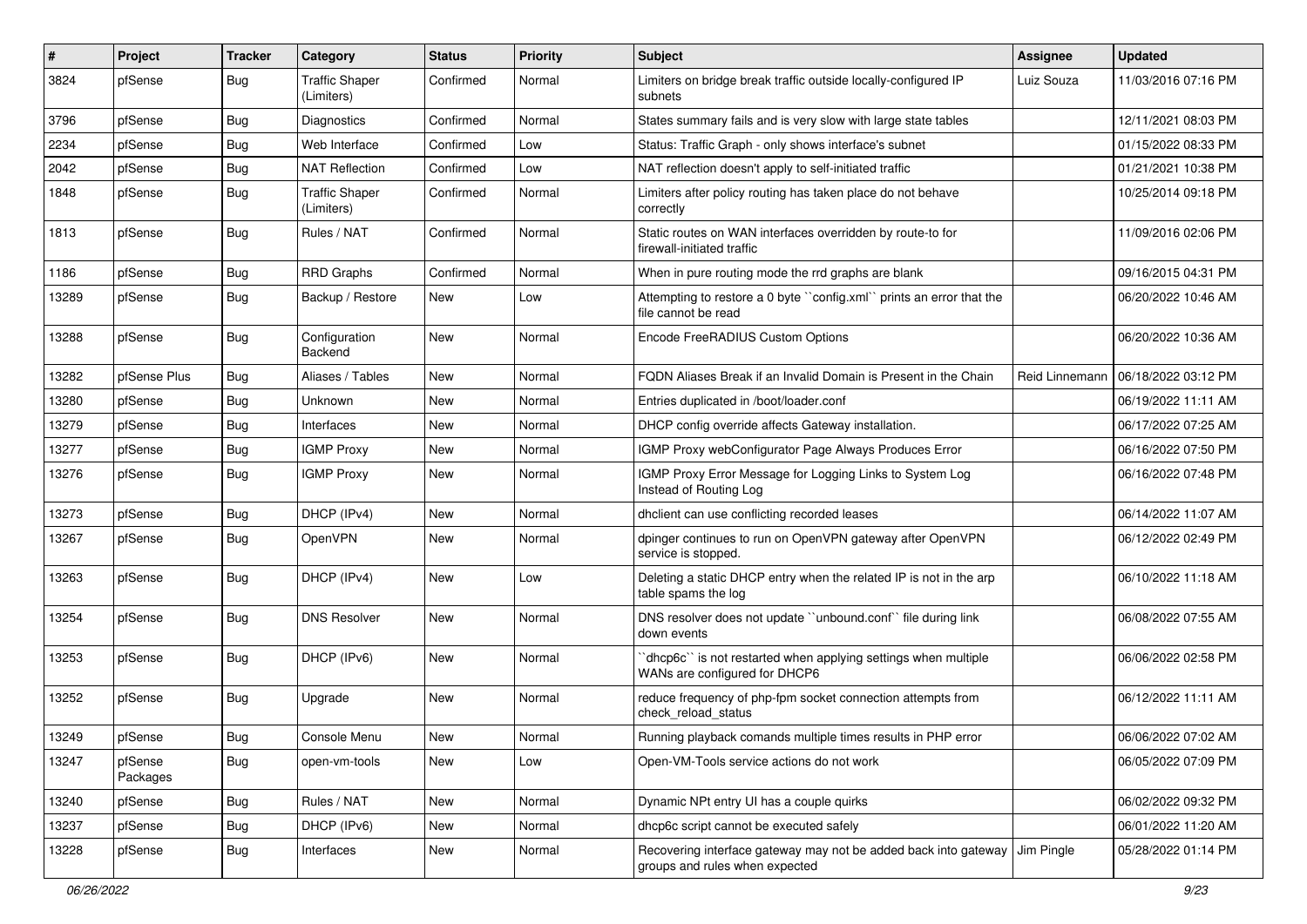| # | Project | Tracker | Category | Status | Priority | Subject | Assignee | Updated |
| --- | --- | --- | --- | --- | --- | --- | --- | --- |
| 3824 | pfSense | Bug | Traffic Shaper (Limiters) | Confirmed | Normal | Limiters on bridge break traffic outside locally-configured IP subnets | Luiz Souza | 11/03/2016 07:16 PM |
| 3796 | pfSense | Bug | Diagnostics | Confirmed | Normal | States summary fails and is very slow with large state tables | | 12/11/2021 08:03 PM |
| 2234 | pfSense | Bug | Web Interface | Confirmed | Low | Status: Traffic Graph - only shows interface's subnet | | 01/15/2022 08:33 PM |
| 2042 | pfSense | Bug | NAT Reflection | Confirmed | Low | NAT reflection doesn't apply to self-initiated traffic | | 01/21/2021 10:38 PM |
| 1848 | pfSense | Bug | Traffic Shaper (Limiters) | Confirmed | Normal | Limiters after policy routing has taken place do not behave correctly | | 10/25/2014 09:18 PM |
| 1813 | pfSense | Bug | Rules / NAT | Confirmed | Normal | Static routes on WAN interfaces overridden by route-to for firewall-initiated traffic | | 11/09/2016 02:06 PM |
| 1186 | pfSense | Bug | RRD Graphs | Confirmed | Normal | When in pure routing mode the rrd graphs are blank | | 09/16/2015 04:31 PM |
| 13289 | pfSense | Bug | Backup / Restore | New | Low | Attempting to restore a 0 byte ``config.xml`` prints an error that the file cannot be read | | 06/20/2022 10:46 AM |
| 13288 | pfSense | Bug | Configuration Backend | New | Normal | Encode FreeRADIUS Custom Options | | 06/20/2022 10:36 AM |
| 13282 | pfSense Plus | Bug | Aliases / Tables | New | Normal | FQDN Aliases Break if an Invalid Domain is Present in the Chain | Reid Linnemann | 06/18/2022 03:12 PM |
| 13280 | pfSense | Bug | Unknown | New | Normal | Entries duplicated in /boot/loader.conf | | 06/19/2022 11:11 AM |
| 13279 | pfSense | Bug | Interfaces | New | Normal | DHCP config override affects Gateway installation. | | 06/17/2022 07:25 AM |
| 13277 | pfSense | Bug | IGMP Proxy | New | Normal | IGMP Proxy webConfigurator Page Always Produces Error | | 06/16/2022 07:50 PM |
| 13276 | pfSense | Bug | IGMP Proxy | New | Normal | IGMP Proxy Error Message for Logging Links to System Log Instead of Routing Log | | 06/16/2022 07:48 PM |
| 13273 | pfSense | Bug | DHCP (IPv4) | New | Normal | dhclient can use conflicting recorded leases | | 06/14/2022 11:07 AM |
| 13267 | pfSense | Bug | OpenVPN | New | Normal | dpinger continues to run on OpenVPN gateway after OpenVPN service is stopped. | | 06/12/2022 02:49 PM |
| 13263 | pfSense | Bug | DHCP (IPv4) | New | Low | Deleting a static DHCP entry when the related IP is not in the arp table spams the log | | 06/10/2022 11:18 AM |
| 13254 | pfSense | Bug | DNS Resolver | New | Normal | DNS resolver does not update ``unbound.conf`` file during link down events | | 06/08/2022 07:55 AM |
| 13253 | pfSense | Bug | DHCP (IPv6) | New | Normal | ``dhcp6c`` is not restarted when applying settings when multiple WANs are configured for DHCP6 | | 06/06/2022 02:58 PM |
| 13252 | pfSense | Bug | Upgrade | New | Normal | reduce frequency of php-fpm socket connection attempts from check_reload_status | | 06/12/2022 11:11 AM |
| 13249 | pfSense | Bug | Console Menu | New | Normal | Running playback comands multiple times results in PHP error | | 06/06/2022 07:02 AM |
| 13247 | pfSense Packages | Bug | open-vm-tools | New | Low | Open-VM-Tools service actions do not work | | 06/05/2022 07:09 PM |
| 13240 | pfSense | Bug | Rules / NAT | New | Normal | Dynamic NPt entry UI has a couple quirks | | 06/02/2022 09:32 PM |
| 13237 | pfSense | Bug | DHCP (IPv6) | New | Normal | dhcp6c script cannot be executed safely | | 06/01/2022 11:20 AM |
| 13228 | pfSense | Bug | Interfaces | New | Normal | Recovering interface gateway may not be added back into gateway groups and rules when expected | Jim Pingle | 05/28/2022 01:14 PM |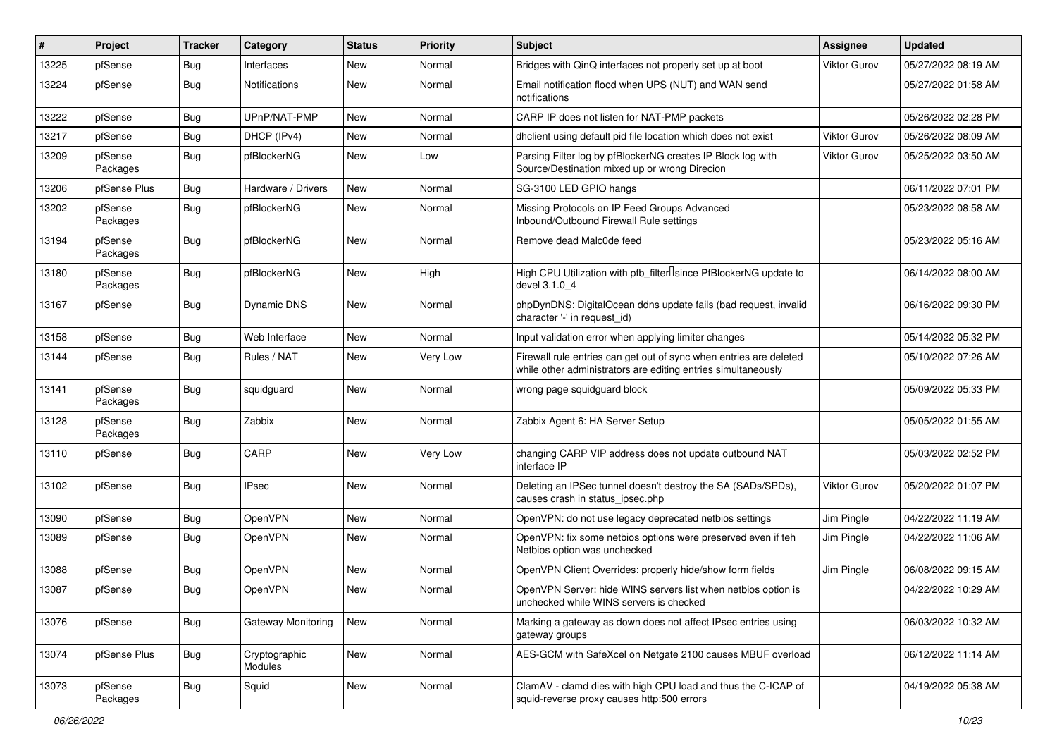| # | Project | Tracker | Category | Status | Priority | Subject | Assignee | Updated |
|---|---|---|---|---|---|---|---|---|
| 13225 | pfSense | Bug | Interfaces | New | Normal | Bridges with QinQ interfaces not properly set up at boot | Viktor Gurov | 05/27/2022 08:19 AM |
| 13224 | pfSense | Bug | Notifications | New | Normal | Email notification flood when UPS (NUT) and WAN send notifications | | 05/27/2022 01:58 AM |
| 13222 | pfSense | Bug | UPnP/NAT-PMP | New | Normal | CARP IP does not listen for NAT-PMP packets | | 05/26/2022 02:28 PM |
| 13217 | pfSense | Bug | DHCP (IPv4) | New | Normal | dhclient using default pid file location which does not exist | Viktor Gurov | 05/26/2022 08:09 AM |
| 13209 | pfSense Packages | Bug | pfBlockerNG | New | Low | Parsing Filter log by pfBlockerNG creates IP Block log with Source/Destination mixed up or wrong Direcion | Viktor Gurov | 05/25/2022 03:50 AM |
| 13206 | pfSense Plus | Bug | Hardware / Drivers | New | Normal | SG-3100 LED GPIO hangs | | 06/11/2022 07:01 PM |
| 13202 | pfSense Packages | Bug | pfBlockerNG | New | Normal | Missing Protocols on IP Feed Groups Advanced Inbound/Outbound Firewall Rule settings | | 05/23/2022 08:58 AM |
| 13194 | pfSense Packages | Bug | pfBlockerNG | New | Normal | Remove dead Malc0de feed | | 05/23/2022 05:16 AM |
| 13180 | pfSense Packages | Bug | pfBlockerNG | New | High | High CPU Utilization with pfb_filter since PfBlockerNG update to devel 3.1.0_4 | | 06/14/2022 08:00 AM |
| 13167 | pfSense | Bug | Dynamic DNS | New | Normal | phpDynDNS: DigitalOcean ddns update fails (bad request, invalid character '-' in request_id) | | 06/16/2022 09:30 PM |
| 13158 | pfSense | Bug | Web Interface | New | Normal | Input validation error when applying limiter changes | | 05/14/2022 05:32 PM |
| 13144 | pfSense | Bug | Rules / NAT | New | Very Low | Firewall rule entries can get out of sync when entries are deleted while other administrators are editing entries simultaneously | | 05/10/2022 07:26 AM |
| 13141 | pfSense Packages | Bug | squidguard | New | Normal | wrong page squidguard block | | 05/09/2022 05:33 PM |
| 13128 | pfSense Packages | Bug | Zabbix | New | Normal | Zabbix Agent 6: HA Server Setup | | 05/05/2022 01:55 AM |
| 13110 | pfSense | Bug | CARP | New | Very Low | changing CARP VIP address does not update outbound NAT interface IP | | 05/03/2022 02:52 PM |
| 13102 | pfSense | Bug | IPsec | New | Normal | Deleting an IPSec tunnel doesn't destroy the SA (SADs/SPDs), causes crash in status_ipsec.php | Viktor Gurov | 05/20/2022 01:07 PM |
| 13090 | pfSense | Bug | OpenVPN | New | Normal | OpenVPN: do not use legacy deprecated netbios settings | Jim Pingle | 04/22/2022 11:19 AM |
| 13089 | pfSense | Bug | OpenVPN | New | Normal | OpenVPN: fix some netbios options were preserved even if teh Netbios option was unchecked | Jim Pingle | 04/22/2022 11:06 AM |
| 13088 | pfSense | Bug | OpenVPN | New | Normal | OpenVPN Client Overrides: properly hide/show form fields | Jim Pingle | 06/08/2022 09:15 AM |
| 13087 | pfSense | Bug | OpenVPN | New | Normal | OpenVPN Server: hide WINS servers list when netbios option is unchecked while WINS servers is checked | | 04/22/2022 10:29 AM |
| 13076 | pfSense | Bug | Gateway Monitoring | New | Normal | Marking a gateway as down does not affect IPsec entries using gateway groups | | 06/03/2022 10:32 AM |
| 13074 | pfSense Plus | Bug | Cryptographic Modules | New | Normal | AES-GCM with SafeXcel on Netgate 2100 causes MBUF overload | | 06/12/2022 11:14 AM |
| 13073 | pfSense Packages | Bug | Squid | New | Normal | ClamAV - clamd dies with high CPU load and thus the C-ICAP of squid-reverse proxy causes http:500 errors | | 04/19/2022 05:38 AM |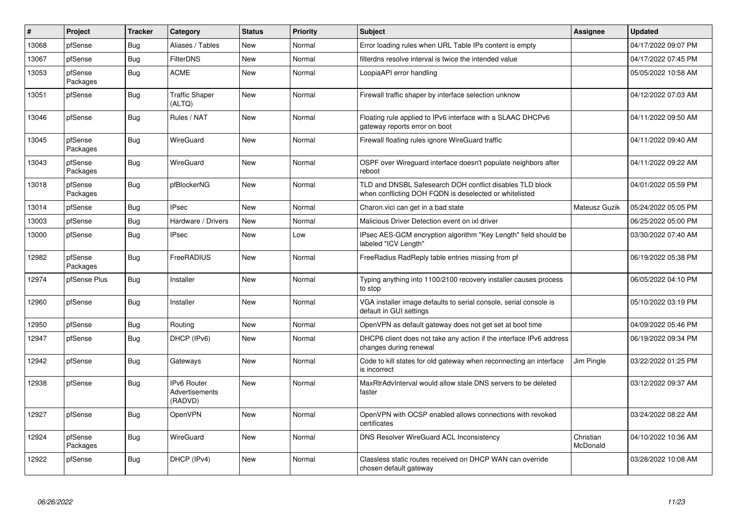| # | Project | Tracker | Category | Status | Priority | Subject | Assignee | Updated |
|---|---|---|---|---|---|---|---|---|
| 13068 | pfSense | Bug | Aliases / Tables | New | Normal | Error loading rules when URL Table IPs content is empty | | 04/17/2022 09:07 PM |
| 13067 | pfSense | Bug | FilterDNS | New | Normal | filterdns resolve interval is twice the intended value | | 04/17/2022 07:45 PM |
| 13053 | pfSense Packages | Bug | ACME | New | Normal | LoopiaAPI error handling | | 05/05/2022 10:58 AM |
| 13051 | pfSense | Bug | Traffic Shaper (ALTQ) | New | Normal | Firewall traffic shaper by interface selection unknow | | 04/12/2022 07:03 AM |
| 13046 | pfSense | Bug | Rules / NAT | New | Normal | Floating rule applied to IPv6 interface with a SLAAC DHCPv6 gateway reports error on boot | | 04/11/2022 09:50 AM |
| 13045 | pfSense Packages | Bug | WireGuard | New | Normal | Firewall floating rules ignore WireGuard traffic | | 04/11/2022 09:40 AM |
| 13043 | pfSense Packages | Bug | WireGuard | New | Normal | OSPF over Wireguard interface doesn't populate neighbors after reboot | | 04/11/2022 09:22 AM |
| 13018 | pfSense Packages | Bug | pfBlockerNG | New | Normal | TLD and DNSBL Safesearch DOH conflict disables TLD block when conflicting DOH FQDN is deselected or whitelisted | | 04/01/2022 05:59 PM |
| 13014 | pfSense | Bug | IPsec | New | Normal | Charon.vici can get in a bad state | Mateusz Guzik | 05/24/2022 05:05 PM |
| 13003 | pfSense | Bug | Hardware / Drivers | New | Normal | Malicious Driver Detection event on ixl driver | | 06/25/2022 05:00 PM |
| 13000 | pfSense | Bug | IPsec | New | Low | IPsec AES-GCM encryption algorithm "Key Length" field should be labeled "ICV Length" | | 03/30/2022 07:40 AM |
| 12982 | pfSense Packages | Bug | FreeRADIUS | New | Normal | FreeRadius RadReply table entries missing from pf | | 06/19/2022 05:38 PM |
| 12974 | pfSense Plus | Bug | Installer | New | Normal | Typing anything into 1100/2100 recovery installer causes process to stop | | 06/05/2022 04:10 PM |
| 12960 | pfSense | Bug | Installer | New | Normal | VGA installer image defaults to serial console, serial console is default in GUI settings | | 05/10/2022 03:19 PM |
| 12950 | pfSense | Bug | Routing | New | Normal | OpenVPN as default gateway does not get set at boot time | | 04/09/2022 05:46 PM |
| 12947 | pfSense | Bug | DHCP (IPv6) | New | Normal | DHCP6 client does not take any action if the interface IPv6 address changes during renewal | | 06/19/2022 09:34 PM |
| 12942 | pfSense | Bug | Gateways | New | Normal | Code to kill states for old gateway when reconnecting an interface is incorrect | Jim Pingle | 03/22/2022 01:25 PM |
| 12938 | pfSense | Bug | IPv6 Router Advertisements (RADVD) | New | Normal | MaxRtrAdvInterval would allow stale DNS servers to be deleted faster | | 03/12/2022 09:37 AM |
| 12927 | pfSense | Bug | OpenVPN | New | Normal | OpenVPN with OCSP enabled allows connections with revoked certificates | | 03/24/2022 08:22 AM |
| 12924 | pfSense Packages | Bug | WireGuard | New | Normal | DNS Resolver WireGuard ACL Inconsistency | Christian McDonald | 04/10/2022 10:36 AM |
| 12922 | pfSense | Bug | DHCP (IPv4) | New | Normal | Classless static routes received on DHCP WAN can override chosen default gateway | | 03/28/2022 10:08 AM |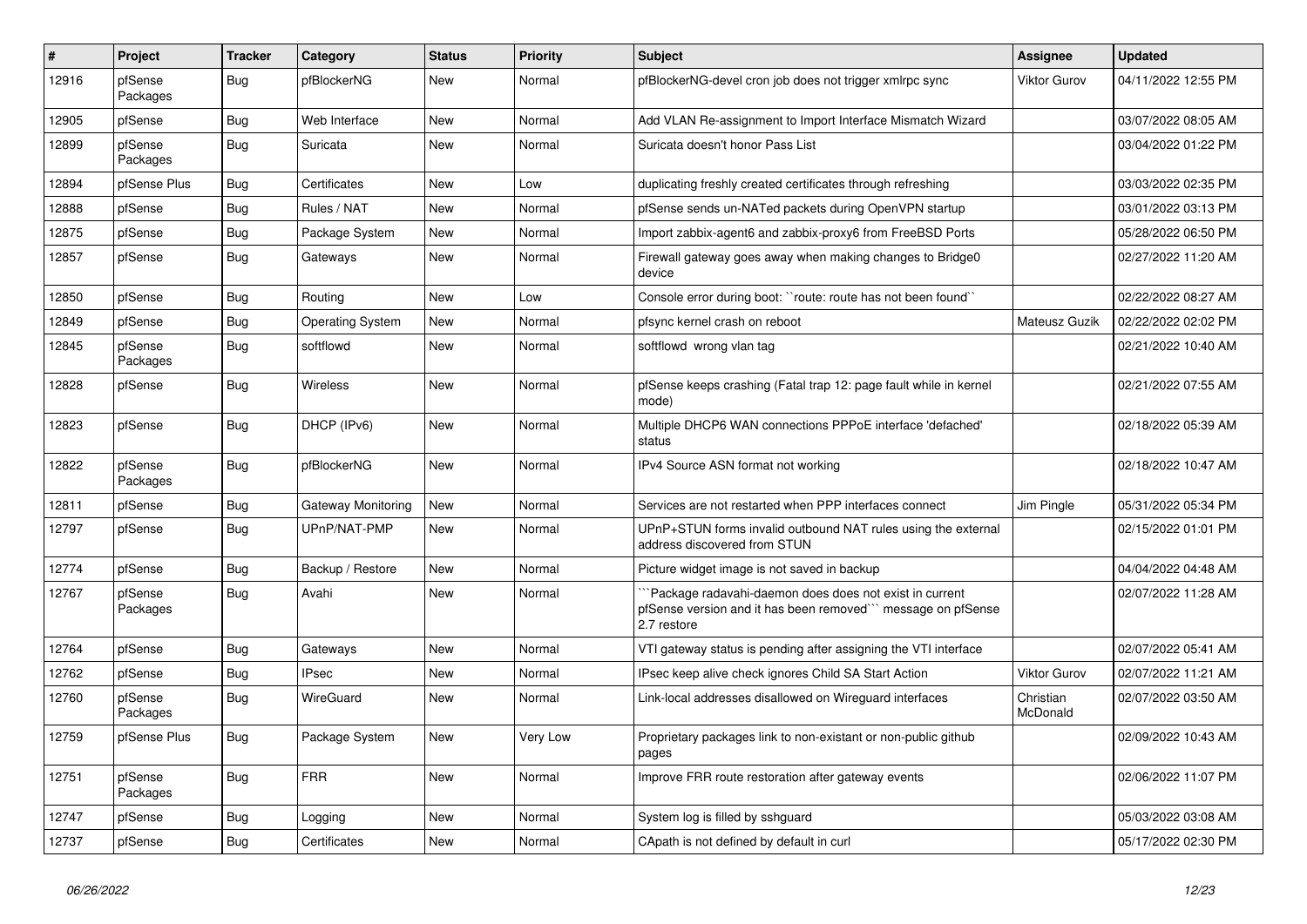| # | Project | Tracker | Category | Status | Priority | Subject | Assignee | Updated |
|---|---|---|---|---|---|---|---|---|
| 12916 | pfSense Packages | Bug | pfBlockerNG | New | Normal | pfBlockerNG-devel cron job does not trigger xmlrpc sync | Viktor Gurov | 04/11/2022 12:55 PM |
| 12905 | pfSense | Bug | Web Interface | New | Normal | Add VLAN Re-assignment to Import Interface Mismatch Wizard | | 03/07/2022 08:05 AM |
| 12899 | pfSense Packages | Bug | Suricata | New | Normal | Suricata doesn't honor Pass List | | 03/04/2022 01:22 PM |
| 12894 | pfSense Plus | Bug | Certificates | New | Low | duplicating freshly created certificates through refreshing | | 03/03/2022 02:35 PM |
| 12888 | pfSense | Bug | Rules / NAT | New | Normal | pfSense sends un-NATed packets during OpenVPN startup | | 03/01/2022 03:13 PM |
| 12875 | pfSense | Bug | Package System | New | Normal | Import zabbix-agent6 and zabbix-proxy6 from FreeBSD Ports | | 05/28/2022 06:50 PM |
| 12857 | pfSense | Bug | Gateways | New | Normal | Firewall gateway goes away when making changes to Bridge0 device | | 02/27/2022 11:20 AM |
| 12850 | pfSense | Bug | Routing | New | Low | Console error during boot: ``route: route has not been found`` | | 02/22/2022 08:27 AM |
| 12849 | pfSense | Bug | Operating System | New | Normal | pfsync kernel crash on reboot | Mateusz Guzik | 02/22/2022 02:02 PM |
| 12845 | pfSense Packages | Bug | softflowd | New | Normal | softflowd wrong vlan tag | | 02/21/2022 10:40 AM |
| 12828 | pfSense | Bug | Wireless | New | Normal | pfSense keeps crashing (Fatal trap 12: page fault while in kernel mode) | | 02/21/2022 07:55 AM |
| 12823 | pfSense | Bug | DHCP (IPv6) | New | Normal | Multiple DHCP6 WAN connections PPPoE interface 'defached' status | | 02/18/2022 05:39 AM |
| 12822 | pfSense Packages | Bug | pfBlockerNG | New | Normal | IPv4 Source ASN format not working | | 02/18/2022 10:47 AM |
| 12811 | pfSense | Bug | Gateway Monitoring | New | Normal | Services are not restarted when PPP interfaces connect | Jim Pingle | 05/31/2022 05:34 PM |
| 12797 | pfSense | Bug | UPnP/NAT-PMP | New | Normal | UPnP+STUN forms invalid outbound NAT rules using the external address discovered from STUN | | 02/15/2022 01:01 PM |
| 12774 | pfSense | Bug | Backup / Restore | New | Normal | Picture widget image is not saved in backup | | 04/04/2022 04:48 AM |
| 12767 | pfSense Packages | Bug | Avahi | New | Normal | ```Package radavahi-daemon does does not exist in current pfSense version and it has been removed``` message on pfSense 2.7 restore | | 02/07/2022 11:28 AM |
| 12764 | pfSense | Bug | Gateways | New | Normal | VTI gateway status is pending after assigning the VTI interface | | 02/07/2022 05:41 AM |
| 12762 | pfSense | Bug | IPsec | New | Normal | IPsec keep alive check ignores Child SA Start Action | Viktor Gurov | 02/07/2022 11:21 AM |
| 12760 | pfSense Packages | Bug | WireGuard | New | Normal | Link-local addresses disallowed on Wireguard interfaces | Christian McDonald | 02/07/2022 03:50 AM |
| 12759 | pfSense Plus | Bug | Package System | New | Very Low | Proprietary packages link to non-existant or non-public github pages | | 02/09/2022 10:43 AM |
| 12751 | pfSense Packages | Bug | FRR | New | Normal | Improve FRR route restoration after gateway events | | 02/06/2022 11:07 PM |
| 12747 | pfSense | Bug | Logging | New | Normal | System log is filled by sshguard | | 05/03/2022 03:08 AM |
| 12737 | pfSense | Bug | Certificates | New | Normal | CApath is not defined by default in curl | | 05/17/2022 02:30 PM |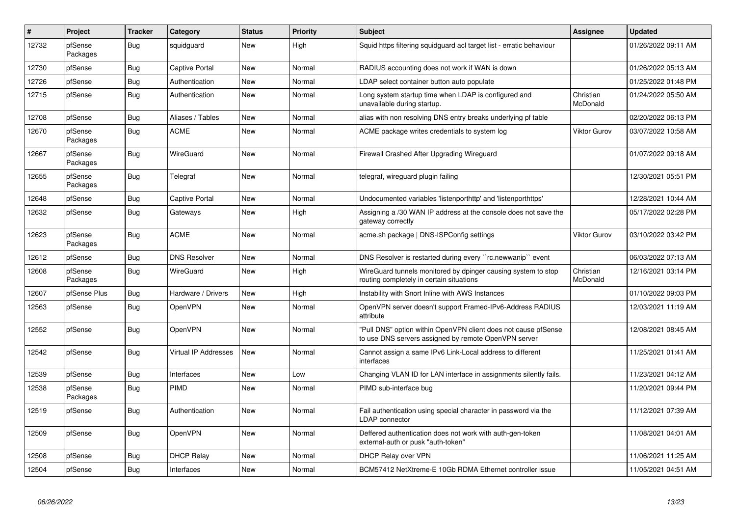| # | Project | Tracker | Category | Status | Priority | Subject | Assignee | Updated |
|---|---|---|---|---|---|---|---|---|
| 12732 | pfSense Packages | Bug | squidguard | New | High | Squid https filtering squidguard acl target list - erratic behaviour | | 01/26/2022 09:11 AM |
| 12730 | pfSense | Bug | Captive Portal | New | Normal | RADIUS accounting does not work if WAN is down | | 01/26/2022 05:13 AM |
| 12726 | pfSense | Bug | Authentication | New | Normal | LDAP select container button auto populate | | 01/25/2022 01:48 PM |
| 12715 | pfSense | Bug | Authentication | New | Normal | Long system startup time when LDAP is configured and unavailable during startup. | Christian McDonald | 01/24/2022 05:50 AM |
| 12708 | pfSense | Bug | Aliases / Tables | New | Normal | alias with non resolving DNS entry breaks underlying pf table | | 02/20/2022 06:13 PM |
| 12670 | pfSense Packages | Bug | ACME | New | Normal | ACME package writes credentials to system log | Viktor Gurov | 03/07/2022 10:58 AM |
| 12667 | pfSense Packages | Bug | WireGuard | New | Normal | Firewall Crashed After Upgrading Wireguard | | 01/07/2022 09:18 AM |
| 12655 | pfSense Packages | Bug | Telegraf | New | Normal | telegraf, wireguard plugin failing | | 12/30/2021 05:51 PM |
| 12648 | pfSense | Bug | Captive Portal | New | Normal | Undocumented variables 'listenporthttp' and 'listenporthttps' | | 12/28/2021 10:44 AM |
| 12632 | pfSense | Bug | Gateways | New | High | Assigning a /30 WAN IP address at the console does not save the gateway correctly | | 05/17/2022 02:28 PM |
| 12623 | pfSense Packages | Bug | ACME | New | Normal | acme.sh package \| DNS-ISPConfig settings | Viktor Gurov | 03/10/2022 03:42 PM |
| 12612 | pfSense | Bug | DNS Resolver | New | Normal | DNS Resolver is restarted during every ``rc.newwanip`` event | | 06/03/2022 07:13 AM |
| 12608 | pfSense Packages | Bug | WireGuard | New | High | WireGuard tunnels monitored by dpinger causing system to stop routing completely in certain situations | Christian McDonald | 12/16/2021 03:14 PM |
| 12607 | pfSense Plus | Bug | Hardware / Drivers | New | High | Instability with Snort Inline with AWS Instances | | 01/10/2022 09:03 PM |
| 12563 | pfSense | Bug | OpenVPN | New | Normal | OpenVPN server doesn't support Framed-IPv6-Address RADIUS attribute | | 12/03/2021 11:19 AM |
| 12552 | pfSense | Bug | OpenVPN | New | Normal | "Pull DNS" option within OpenVPN client does not cause pfSense to use DNS servers assigned by remote OpenVPN server | | 12/08/2021 08:45 AM |
| 12542 | pfSense | Bug | Virtual IP Addresses | New | Normal | Cannot assign a same IPv6 Link-Local address to different interfaces | | 11/25/2021 01:41 AM |
| 12539 | pfSense | Bug | Interfaces | New | Low | Changing VLAN ID for LAN interface in assignments silently fails. | | 11/23/2021 04:12 AM |
| 12538 | pfSense Packages | Bug | PIMD | New | Normal | PIMD sub-interface bug | | 11/20/2021 09:44 PM |
| 12519 | pfSense | Bug | Authentication | New | Normal | Fail authentication using special character in password via the LDAP connector | | 11/12/2021 07:39 AM |
| 12509 | pfSense | Bug | OpenVPN | New | Normal | Deffered authentication does not work with auth-gen-token external-auth or pusk "auth-token" | | 11/08/2021 04:01 AM |
| 12508 | pfSense | Bug | DHCP Relay | New | Normal | DHCP Relay over VPN | | 11/06/2021 11:25 AM |
| 12504 | pfSense | Bug | Interfaces | New | Normal | BCM57412 NetXtreme-E 10Gb RDMA Ethernet controller issue | | 11/05/2021 04:51 AM |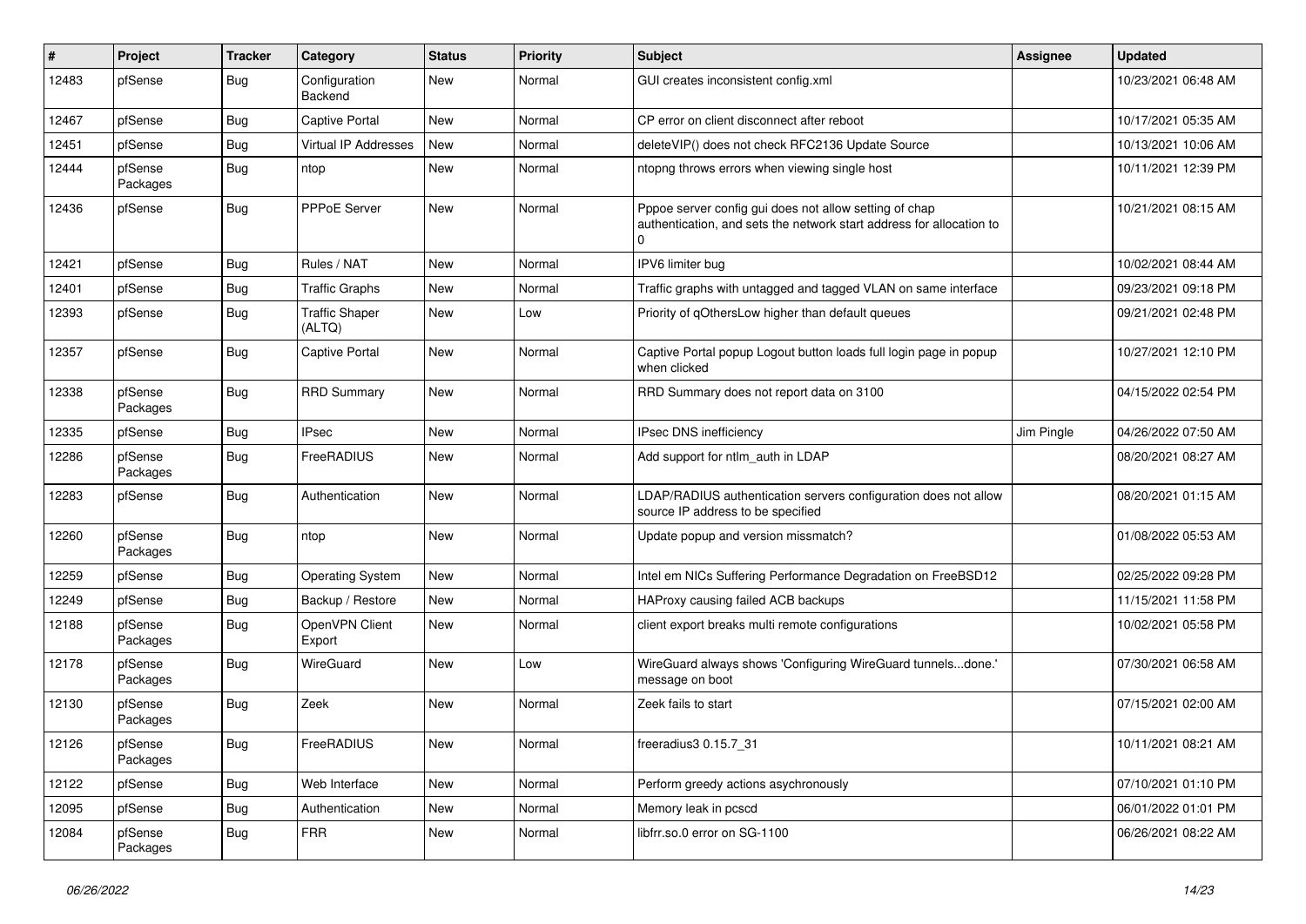| # | Project | Tracker | Category | Status | Priority | Subject | Assignee | Updated |
|---|---|---|---|---|---|---|---|---|
| 12483 | pfSense | Bug | Configuration Backend | New | Normal | GUI creates inconsistent config.xml | | 10/23/2021 06:48 AM |
| 12467 | pfSense | Bug | Captive Portal | New | Normal | CP error on client disconnect after reboot | | 10/17/2021 05:35 AM |
| 12451 | pfSense | Bug | Virtual IP Addresses | New | Normal | deleteVIP() does not check RFC2136 Update Source | | 10/13/2021 10:06 AM |
| 12444 | pfSense Packages | Bug | ntop | New | Normal | ntopng throws errors when viewing single host | | 10/11/2021 12:39 PM |
| 12436 | pfSense | Bug | PPPoE Server | New | Normal | Pppoe server config gui does not allow setting of chap authentication, and sets the network start address for allocation to 0 | | 10/21/2021 08:15 AM |
| 12421 | pfSense | Bug | Rules / NAT | New | Normal | IPV6 limiter bug | | 10/02/2021 08:44 AM |
| 12401 | pfSense | Bug | Traffic Graphs | New | Normal | Traffic graphs with untagged and tagged VLAN on same interface | | 09/23/2021 09:18 PM |
| 12393 | pfSense | Bug | Traffic Shaper (ALTQ) | New | Low | Priority of qOthersLow higher than default queues | | 09/21/2021 02:48 PM |
| 12357 | pfSense | Bug | Captive Portal | New | Normal | Captive Portal popup Logout button loads full login page in popup when clicked | | 10/27/2021 12:10 PM |
| 12338 | pfSense Packages | Bug | RRD Summary | New | Normal | RRD Summary does not report data on 3100 | | 04/15/2022 02:54 PM |
| 12335 | pfSense | Bug | IPsec | New | Normal | IPsec DNS inefficiency | Jim Pingle | 04/26/2022 07:50 AM |
| 12286 | pfSense Packages | Bug | FreeRADIUS | New | Normal | Add support for ntlm_auth in LDAP | | 08/20/2021 08:27 AM |
| 12283 | pfSense | Bug | Authentication | New | Normal | LDAP/RADIUS authentication servers configuration does not allow source IP address to be specified | | 08/20/2021 01:15 AM |
| 12260 | pfSense Packages | Bug | ntop | New | Normal | Update popup and version missmatch? | | 01/08/2022 05:53 AM |
| 12259 | pfSense | Bug | Operating System | New | Normal | Intel em NICs Suffering Performance Degradation on FreeBSD12 | | 02/25/2022 09:28 PM |
| 12249 | pfSense | Bug | Backup / Restore | New | Normal | HAProxy causing failed ACB backups | | 11/15/2021 11:58 PM |
| 12188 | pfSense Packages | Bug | OpenVPN Client Export | New | Normal | client export breaks multi remote configurations | | 10/02/2021 05:58 PM |
| 12178 | pfSense Packages | Bug | WireGuard | New | Low | WireGuard always shows 'Configuring WireGuard tunnels...done.' message on boot | | 07/30/2021 06:58 AM |
| 12130 | pfSense Packages | Bug | Zeek | New | Normal | Zeek fails to start | | 07/15/2021 02:00 AM |
| 12126 | pfSense Packages | Bug | FreeRADIUS | New | Normal | freeradius3 0.15.7_31 | | 10/11/2021 08:21 AM |
| 12122 | pfSense | Bug | Web Interface | New | Normal | Perform greedy actions asychronously | | 07/10/2021 01:10 PM |
| 12095 | pfSense | Bug | Authentication | New | Normal | Memory leak in pcscd | | 06/01/2022 01:01 PM |
| 12084 | pfSense Packages | Bug | FRR | New | Normal | libfrr.so.0 error on SG-1100 | | 06/26/2021 08:22 AM |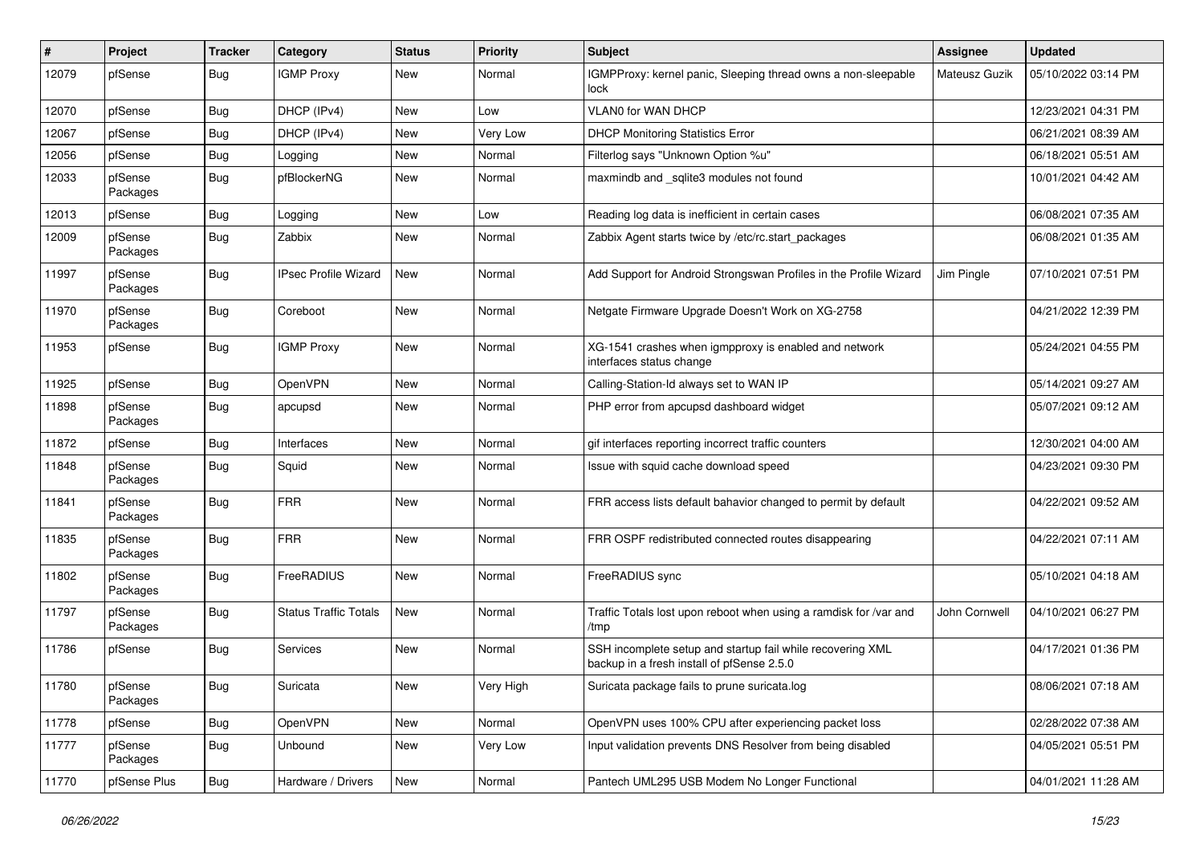| # | Project | Tracker | Category | Status | Priority | Subject | Assignee | Updated |
|---|---|---|---|---|---|---|---|---|
| 12079 | pfSense | Bug | IGMP Proxy | New | Normal | IGMPProxy: kernel panic, Sleeping thread owns a non-sleepable lock | Mateusz Guzik | 05/10/2022 03:14 PM |
| 12070 | pfSense | Bug | DHCP (IPv4) | New | Low | VLAN0 for WAN DHCP | | 12/23/2021 04:31 PM |
| 12067 | pfSense | Bug | DHCP (IPv4) | New | Very Low | DHCP Monitoring Statistics Error | | 06/21/2021 08:39 AM |
| 12056 | pfSense | Bug | Logging | New | Normal | Filterlog says "Unknown Option %u" | | 06/18/2021 05:51 AM |
| 12033 | pfSense Packages | Bug | pfBlockerNG | New | Normal | maxmindb and _sqlite3 modules not found | | 10/01/2021 04:42 AM |
| 12013 | pfSense | Bug | Logging | New | Low | Reading log data is inefficient in certain cases | | 06/08/2021 07:35 AM |
| 12009 | pfSense Packages | Bug | Zabbix | New | Normal | Zabbix Agent starts twice by /etc/rc.start_packages | | 06/08/2021 01:35 AM |
| 11997 | pfSense Packages | Bug | IPsec Profile Wizard | New | Normal | Add Support for Android Strongswan Profiles in the Profile Wizard | Jim Pingle | 07/10/2021 07:51 PM |
| 11970 | pfSense Packages | Bug | Coreboot | New | Normal | Netgate Firmware Upgrade Doesn't Work on XG-2758 | | 04/21/2022 12:39 PM |
| 11953 | pfSense | Bug | IGMP Proxy | New | Normal | XG-1541 crashes when igmpproxy is enabled and network interfaces status change | | 05/24/2021 04:55 PM |
| 11925 | pfSense | Bug | OpenVPN | New | Normal | Calling-Station-Id always set to WAN IP | | 05/14/2021 09:27 AM |
| 11898 | pfSense Packages | Bug | apcupsd | New | Normal | PHP error from apcupsd dashboard widget | | 05/07/2021 09:12 AM |
| 11872 | pfSense | Bug | Interfaces | New | Normal | gif interfaces reporting incorrect traffic counters | | 12/30/2021 04:00 AM |
| 11848 | pfSense Packages | Bug | Squid | New | Normal | Issue with squid cache download speed | | 04/23/2021 09:30 PM |
| 11841 | pfSense Packages | Bug | FRR | New | Normal | FRR access lists default bahavior changed to permit by default | | 04/22/2021 09:52 AM |
| 11835 | pfSense Packages | Bug | FRR | New | Normal | FRR OSPF redistributed connected routes disappearing | | 04/22/2021 07:11 AM |
| 11802 | pfSense Packages | Bug | FreeRADIUS | New | Normal | FreeRADIUS sync | | 05/10/2021 04:18 AM |
| 11797 | pfSense Packages | Bug | Status Traffic Totals | New | Normal | Traffic Totals lost upon reboot when using a ramdisk for /var and /tmp | John Cornwell | 04/10/2021 06:27 PM |
| 11786 | pfSense | Bug | Services | New | Normal | SSH incomplete setup and startup fail while recovering XML backup in a fresh install of pfSense 2.5.0 | | 04/17/2021 01:36 PM |
| 11780 | pfSense Packages | Bug | Suricata | New | Very High | Suricata package fails to prune suricata.log | | 08/06/2021 07:18 AM |
| 11778 | pfSense | Bug | OpenVPN | New | Normal | OpenVPN uses 100% CPU after experiencing packet loss | | 02/28/2022 07:38 AM |
| 11777 | pfSense Packages | Bug | Unbound | New | Very Low | Input validation prevents DNS Resolver from being disabled | | 04/05/2021 05:51 PM |
| 11770 | pfSense Plus | Bug | Hardware / Drivers | New | Normal | Pantech UML295 USB Modem No Longer Functional | | 04/01/2021 11:28 AM |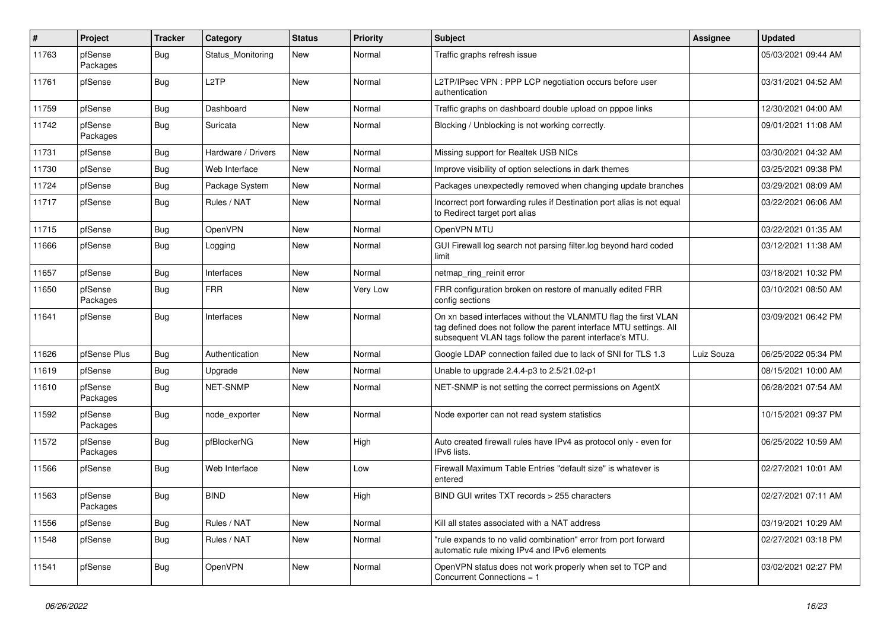| # | Project | Tracker | Category | Status | Priority | Subject | Assignee | Updated |
|---|---|---|---|---|---|---|---|---|
| 11763 | pfSense Packages | Bug | Status_Monitoring | New | Normal | Traffic graphs refresh issue | | 05/03/2021 09:44 AM |
| 11761 | pfSense | Bug | L2TP | New | Normal | L2TP/IPsec VPN : PPP LCP negotiation occurs before user authentication | | 03/31/2021 04:52 AM |
| 11759 | pfSense | Bug | Dashboard | New | Normal | Traffic graphs on dashboard double upload on pppoe links | | 12/30/2021 04:00 AM |
| 11742 | pfSense Packages | Bug | Suricata | New | Normal | Blocking / Unblocking is not working correctly. | | 09/01/2021 11:08 AM |
| 11731 | pfSense | Bug | Hardware / Drivers | New | Normal | Missing support for Realtek USB NICs | | 03/30/2021 04:32 AM |
| 11730 | pfSense | Bug | Web Interface | New | Normal | Improve visibility of option selections in dark themes | | 03/25/2021 09:38 PM |
| 11724 | pfSense | Bug | Package System | New | Normal | Packages unexpectedly removed when changing update branches | | 03/29/2021 08:09 AM |
| 11717 | pfSense | Bug | Rules / NAT | New | Normal | Incorrect port forwarding rules if Destination port alias is not equal to Redirect target port alias | | 03/22/2021 06:06 AM |
| 11715 | pfSense | Bug | OpenVPN | New | Normal | OpenVPN MTU | | 03/22/2021 01:35 AM |
| 11666 | pfSense | Bug | Logging | New | Normal | GUI Firewall log search not parsing filter.log beyond hard coded limit | | 03/12/2021 11:38 AM |
| 11657 | pfSense | Bug | Interfaces | New | Normal | netmap_ring_reinit error | | 03/18/2021 10:32 PM |
| 11650 | pfSense Packages | Bug | FRR | New | Very Low | FRR configuration broken on restore of manually edited FRR config sections | | 03/10/2021 08:50 AM |
| 11641 | pfSense | Bug | Interfaces | New | Normal | On xn based interfaces without the VLANMTU flag the first VLAN tag defined does not follow the parent interface MTU settings. All subsequent VLAN tags follow the parent interface's MTU. | | 03/09/2021 06:42 PM |
| 11626 | pfSense Plus | Bug | Authentication | New | Normal | Google LDAP connection failed due to lack of SNI for TLS 1.3 | Luiz Souza | 06/25/2022 05:34 PM |
| 11619 | pfSense | Bug | Upgrade | New | Normal | Unable to upgrade 2.4.4-p3 to 2.5/21.02-p1 | | 08/15/2021 10:00 AM |
| 11610 | pfSense Packages | Bug | NET-SNMP | New | Normal | NET-SNMP is not setting the correct permissions on AgentX | | 06/28/2021 07:54 AM |
| 11592 | pfSense Packages | Bug | node_exporter | New | Normal | Node exporter can not read system statistics | | 10/15/2021 09:37 PM |
| 11572 | pfSense Packages | Bug | pfBlockerNG | New | High | Auto created firewall rules have IPv4 as protocol only - even for IPv6 lists. | | 06/25/2022 10:59 AM |
| 11566 | pfSense | Bug | Web Interface | New | Low | Firewall Maximum Table Entries "default size" is whatever is entered | | 02/27/2021 10:01 AM |
| 11563 | pfSense Packages | Bug | BIND | New | High | BIND GUI writes TXT records > 255 characters | | 02/27/2021 07:11 AM |
| 11556 | pfSense | Bug | Rules / NAT | New | Normal | Kill all states associated with a NAT address | | 03/19/2021 10:29 AM |
| 11548 | pfSense | Bug | Rules / NAT | New | Normal | "rule expands to no valid combination" error from port forward automatic rule mixing IPv4 and IPv6 elements | | 02/27/2021 03:18 PM |
| 11541 | pfSense | Bug | OpenVPN | New | Normal | OpenVPN status does not work properly when set to TCP and Concurrent Connections = 1 | | 03/02/2021 02:27 PM |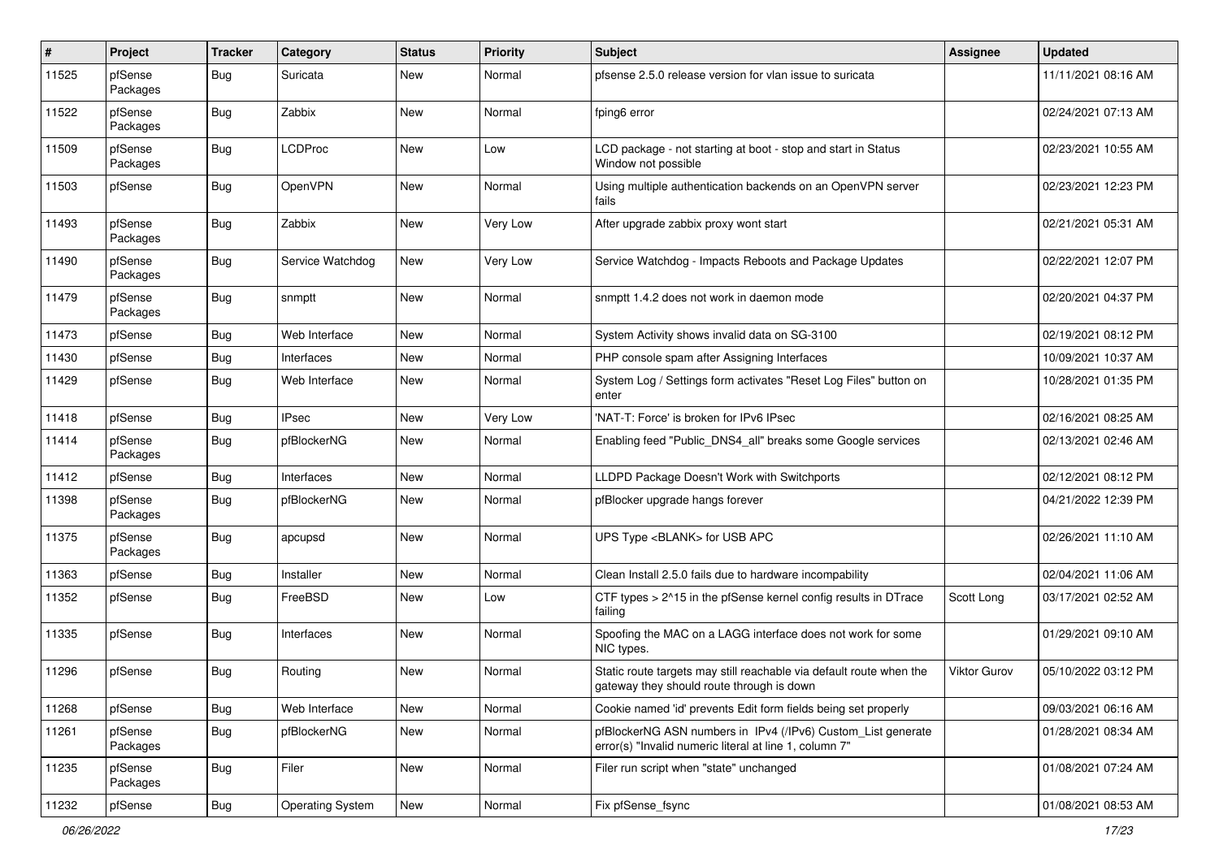| # | Project | Tracker | Category | Status | Priority | Subject | Assignee | Updated |
|---|---|---|---|---|---|---|---|---|
| 11525 | pfSense Packages | Bug | Suricata | New | Normal | pfsense 2.5.0 release version for vlan issue to suricata | | 11/11/2021 08:16 AM |
| 11522 | pfSense Packages | Bug | Zabbix | New | Normal | fping6 error | | 02/24/2021 07:13 AM |
| 11509 | pfSense Packages | Bug | LCDProc | New | Low | LCD package - not starting at boot - stop and start in Status Window not possible | | 02/23/2021 10:55 AM |
| 11503 | pfSense | Bug | OpenVPN | New | Normal | Using multiple authentication backends on an OpenVPN server fails | | 02/23/2021 12:23 PM |
| 11493 | pfSense Packages | Bug | Zabbix | New | Very Low | After upgrade zabbix proxy wont start | | 02/21/2021 05:31 AM |
| 11490 | pfSense Packages | Bug | Service Watchdog | New | Very Low | Service Watchdog - Impacts Reboots and Package Updates | | 02/22/2021 12:07 PM |
| 11479 | pfSense Packages | Bug | snmptt | New | Normal | snmptt 1.4.2 does not work in daemon mode | | 02/20/2021 04:37 PM |
| 11473 | pfSense | Bug | Web Interface | New | Normal | System Activity shows invalid data on SG-3100 | | 02/19/2021 08:12 PM |
| 11430 | pfSense | Bug | Interfaces | New | Normal | PHP console spam after Assigning Interfaces | | 10/09/2021 10:37 AM |
| 11429 | pfSense | Bug | Web Interface | New | Normal | System Log / Settings form activates "Reset Log Files" button on enter | | 10/28/2021 01:35 PM |
| 11418 | pfSense | Bug | IPsec | New | Very Low | 'NAT-T: Force' is broken for IPv6 IPsec | | 02/16/2021 08:25 AM |
| 11414 | pfSense Packages | Bug | pfBlockerNG | New | Normal | Enabling feed "Public_DNS4_all" breaks some Google services | | 02/13/2021 02:46 AM |
| 11412 | pfSense | Bug | Interfaces | New | Normal | LLDPD Package Doesn't Work with Switchports | | 02/12/2021 08:12 PM |
| 11398 | pfSense Packages | Bug | pfBlockerNG | New | Normal | pfBlocker upgrade hangs forever | | 04/21/2022 12:39 PM |
| 11375 | pfSense Packages | Bug | apcupsd | New | Normal | UPS Type <BLANK> for USB APC | | 02/26/2021 11:10 AM |
| 11363 | pfSense | Bug | Installer | New | Normal | Clean Install 2.5.0 fails due to hardware incompability | | 02/04/2021 11:06 AM |
| 11352 | pfSense | Bug | FreeBSD | New | Low | CTF types > 2^15 in the pfSense kernel config results in DTrace failing | Scott Long | 03/17/2021 02:52 AM |
| 11335 | pfSense | Bug | Interfaces | New | Normal | Spoofing the MAC on a LAGG interface does not work for some NIC types. | | 01/29/2021 09:10 AM |
| 11296 | pfSense | Bug | Routing | New | Normal | Static route targets may still reachable via default route when the gateway they should route through is down | Viktor Gurov | 05/10/2022 03:12 PM |
| 11268 | pfSense | Bug | Web Interface | New | Normal | Cookie named 'id' prevents Edit form fields being set properly | | 09/03/2021 06:16 AM |
| 11261 | pfSense Packages | Bug | pfBlockerNG | New | Normal | pfBlockerNG ASN numbers in IPv4 (/IPv6) Custom_List generate error(s) "Invalid numeric literal at line 1, column 7" | | 01/28/2021 08:34 AM |
| 11235 | pfSense Packages | Bug | Filer | New | Normal | Filer run script when "state" unchanged | | 01/08/2021 07:24 AM |
| 11232 | pfSense | Bug | Operating System | New | Normal | Fix pfSense_fsync | | 01/08/2021 08:53 AM |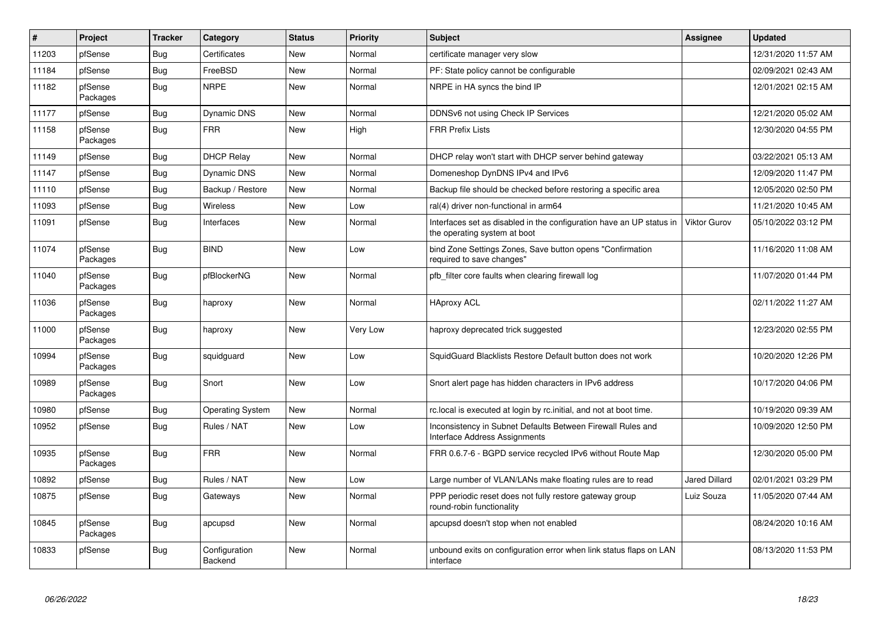| # | Project | Tracker | Category | Status | Priority | Subject | Assignee | Updated |
|---|---|---|---|---|---|---|---|---|
| 11203 | pfSense | Bug | Certificates | New | Normal | certificate manager very slow | | 12/31/2020 11:57 AM |
| 11184 | pfSense | Bug | FreeBSD | New | Normal | PF: State policy cannot be configurable | | 02/09/2021 02:43 AM |
| 11182 | pfSense Packages | Bug | NRPE | New | Normal | NRPE in HA syncs the bind IP | | 12/01/2021 02:15 AM |
| 11177 | pfSense | Bug | Dynamic DNS | New | Normal | DDNSv6 not using Check IP Services | | 12/21/2020 05:02 AM |
| 11158 | pfSense Packages | Bug | FRR | New | High | FRR Prefix Lists | | 12/30/2020 04:55 PM |
| 11149 | pfSense | Bug | DHCP Relay | New | Normal | DHCP relay won't start with DHCP server behind gateway | | 03/22/2021 05:13 AM |
| 11147 | pfSense | Bug | Dynamic DNS | New | Normal | Domeneshop DynDNS IPv4 and IPv6 | | 12/09/2020 11:47 PM |
| 11110 | pfSense | Bug | Backup / Restore | New | Normal | Backup file should be checked before restoring a specific area | | 12/05/2020 02:50 PM |
| 11093 | pfSense | Bug | Wireless | New | Low | ral(4) driver non-functional in arm64 | | 11/21/2020 10:45 AM |
| 11091 | pfSense | Bug | Interfaces | New | Normal | Interfaces set as disabled in the configuration have an UP status in the operating system at boot | Viktor Gurov | 05/10/2022 03:12 PM |
| 11074 | pfSense Packages | Bug | BIND | New | Low | bind Zone Settings Zones, Save button opens "Confirmation required to save changes" | | 11/16/2020 11:08 AM |
| 11040 | pfSense Packages | Bug | pfBlockerNG | New | Normal | pfb_filter core faults when clearing firewall log | | 11/07/2020 01:44 PM |
| 11036 | pfSense Packages | Bug | haproxy | New | Normal | HAproxy ACL | | 02/11/2022 11:27 AM |
| 11000 | pfSense Packages | Bug | haproxy | New | Very Low | haproxy deprecated trick suggested | | 12/23/2020 02:55 PM |
| 10994 | pfSense Packages | Bug | squidguard | New | Low | SquidGuard Blacklists Restore Default button does not work | | 10/20/2020 12:26 PM |
| 10989 | pfSense Packages | Bug | Snort | New | Low | Snort alert page has hidden characters in IPv6 address | | 10/17/2020 04:06 PM |
| 10980 | pfSense | Bug | Operating System | New | Normal | rc.local is executed at login by rc.initial, and not at boot time. | | 10/19/2020 09:39 AM |
| 10952 | pfSense | Bug | Rules / NAT | New | Low | Inconsistency in Subnet Defaults Between Firewall Rules and Interface Address Assignments | | 10/09/2020 12:50 PM |
| 10935 | pfSense Packages | Bug | FRR | New | Normal | FRR 0.6.7-6 - BGPD service recycled IPv6 without Route Map | | 12/30/2020 05:00 PM |
| 10892 | pfSense | Bug | Rules / NAT | New | Low | Large number of VLAN/LANs make floating rules are to read | Jared Dillard | 02/01/2021 03:29 PM |
| 10875 | pfSense | Bug | Gateways | New | Normal | PPP periodic reset does not fully restore gateway group round-robin functionality | Luiz Souza | 11/05/2020 07:44 AM |
| 10845 | pfSense Packages | Bug | apcupsd | New | Normal | apcupsd doesn't stop when not enabled | | 08/24/2020 10:16 AM |
| 10833 | pfSense | Bug | Configuration Backend | New | Normal | unbound exits on configuration error when link status flaps on LAN interface | | 08/13/2020 11:53 PM |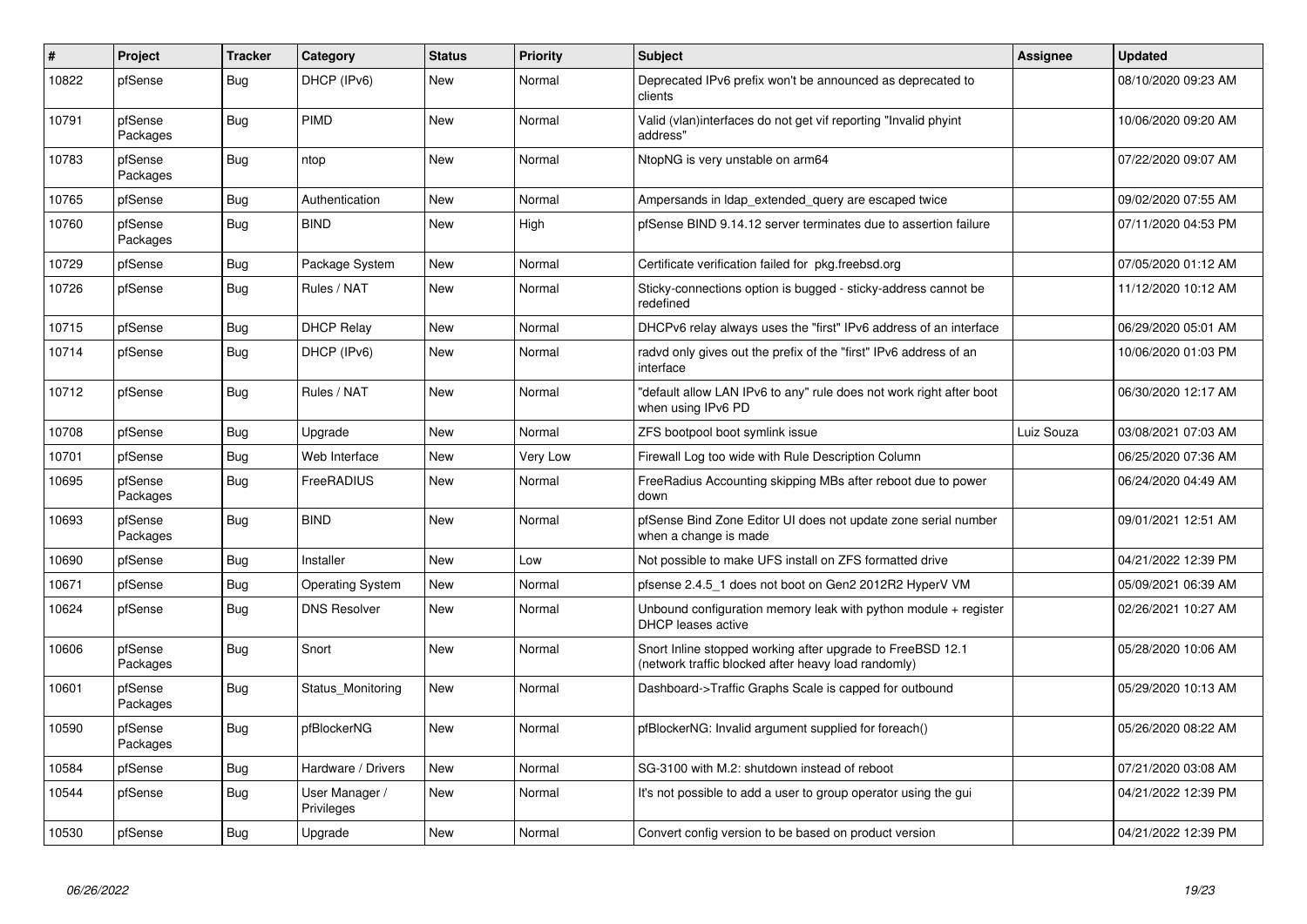| # | Project | Tracker | Category | Status | Priority | Subject | Assignee | Updated |
|---|---|---|---|---|---|---|---|---|
| 10822 | pfSense | Bug | DHCP (IPv6) | New | Normal | Deprecated IPv6 prefix won't be announced as deprecated to clients | | 08/10/2020 09:23 AM |
| 10791 | pfSense Packages | Bug | PIMD | New | Normal | Valid (vlan)interfaces do not get vif reporting "Invalid phyint address" | | 10/06/2020 09:20 AM |
| 10783 | pfSense Packages | Bug | ntop | New | Normal | NtopNG is very unstable on arm64 | | 07/22/2020 09:07 AM |
| 10765 | pfSense | Bug | Authentication | New | Normal | Ampersands in ldap_extended_query are escaped twice | | 09/02/2020 07:55 AM |
| 10760 | pfSense Packages | Bug | BIND | New | High | pfSense BIND 9.14.12 server terminates due to assertion failure | | 07/11/2020 04:53 PM |
| 10729 | pfSense | Bug | Package System | New | Normal | Certificate verification failed for pkg.freebsd.org | | 07/05/2020 01:12 AM |
| 10726 | pfSense | Bug | Rules / NAT | New | Normal | Sticky-connections option is bugged - sticky-address cannot be redefined | | 11/12/2020 10:12 AM |
| 10715 | pfSense | Bug | DHCP Relay | New | Normal | DHCPv6 relay always uses the "first" IPv6 address of an interface | | 06/29/2020 05:01 AM |
| 10714 | pfSense | Bug | DHCP (IPv6) | New | Normal | radvd only gives out the prefix of the "first" IPv6 address of an interface | | 10/06/2020 01:03 PM |
| 10712 | pfSense | Bug | Rules / NAT | New | Normal | "default allow LAN IPv6 to any" rule does not work right after boot when using IPv6 PD | | 06/30/2020 12:17 AM |
| 10708 | pfSense | Bug | Upgrade | New | Normal | ZFS bootpool boot symlink issue | Luiz Souza | 03/08/2021 07:03 AM |
| 10701 | pfSense | Bug | Web Interface | New | Very Low | Firewall Log too wide with Rule Description Column | | 06/25/2020 07:36 AM |
| 10695 | pfSense Packages | Bug | FreeRADIUS | New | Normal | FreeRadius Accounting skipping MBs after reboot due to power down | | 06/24/2020 04:49 AM |
| 10693 | pfSense Packages | Bug | BIND | New | Normal | pfSense Bind Zone Editor UI does not update zone serial number when a change is made | | 09/01/2021 12:51 AM |
| 10690 | pfSense | Bug | Installer | New | Low | Not possible to make UFS install on ZFS formatted drive | | 04/21/2022 12:39 PM |
| 10671 | pfSense | Bug | Operating System | New | Normal | pfsense 2.4.5_1 does not boot on Gen2 2012R2 HyperV VM | | 05/09/2021 06:39 AM |
| 10624 | pfSense | Bug | DNS Resolver | New | Normal | Unbound configuration memory leak with python module + register DHCP leases active | | 02/26/2021 10:27 AM |
| 10606 | pfSense Packages | Bug | Snort | New | Normal | Snort Inline stopped working after upgrade to FreeBSD 12.1 (network traffic blocked after heavy load randomly) | | 05/28/2020 10:06 AM |
| 10601 | pfSense Packages | Bug | Status_Monitoring | New | Normal | Dashboard->Traffic Graphs Scale is capped for outbound | | 05/29/2020 10:13 AM |
| 10590 | pfSense Packages | Bug | pfBlockerNG | New | Normal | pfBlockerNG: Invalid argument supplied for foreach() | | 05/26/2020 08:22 AM |
| 10584 | pfSense | Bug | Hardware / Drivers | New | Normal | SG-3100 with M.2: shutdown instead of reboot | | 07/21/2020 03:08 AM |
| 10544 | pfSense | Bug | User Manager / Privileges | New | Normal | It's not possible to add a user to group operator using the gui | | 04/21/2022 12:39 PM |
| 10530 | pfSense | Bug | Upgrade | New | Normal | Convert config version to be based on product version | | 04/21/2022 12:39 PM |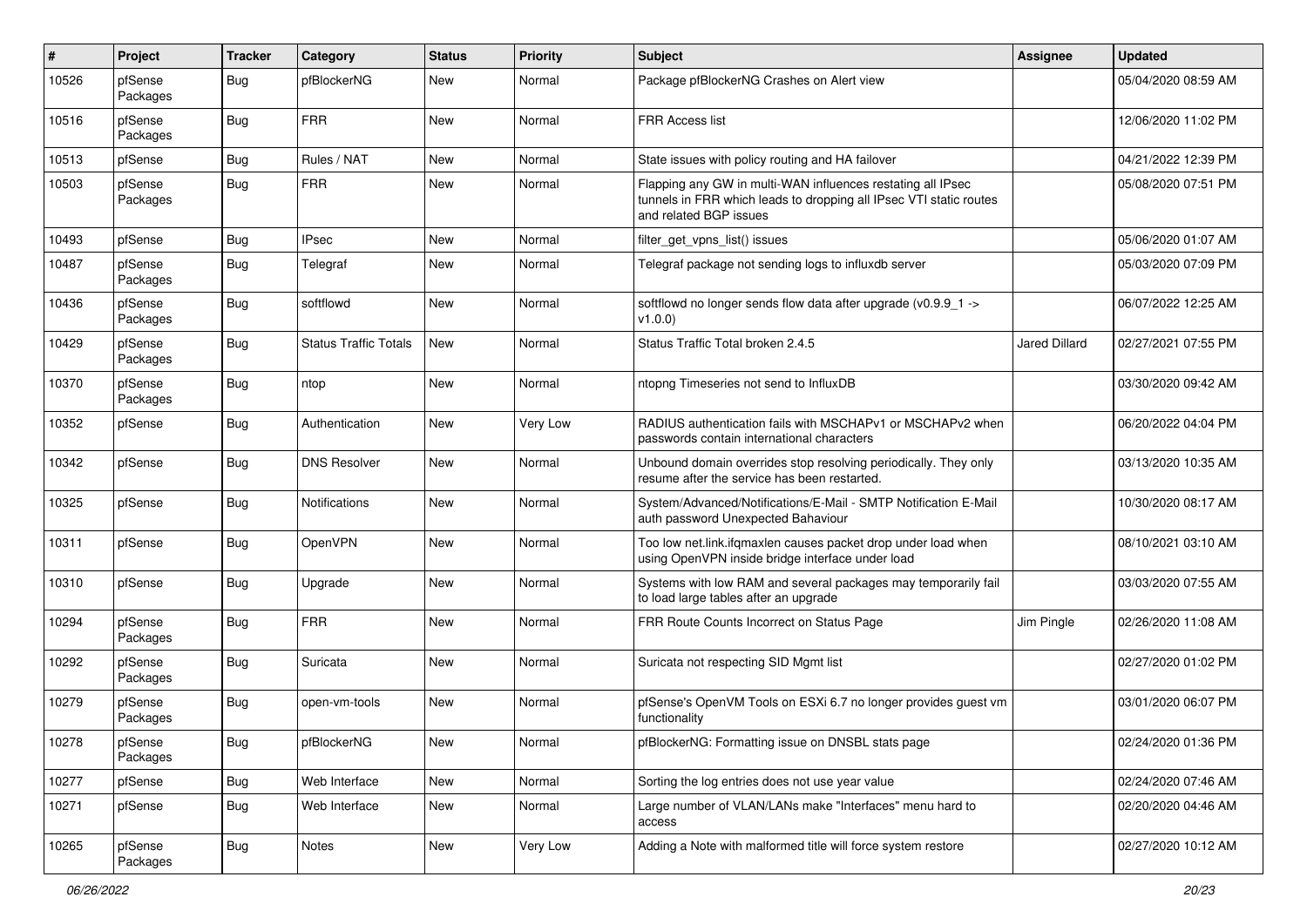| # | Project | Tracker | Category | Status | Priority | Subject | Assignee | Updated |
|---|---|---|---|---|---|---|---|---|
| 10526 | pfSense Packages | Bug | pfBlockerNG | New | Normal | Package pfBlockerNG Crashes on Alert view | | 05/04/2020 08:59 AM |
| 10516 | pfSense Packages | Bug | FRR | New | Normal | FRR Access list | | 12/06/2020 11:02 PM |
| 10513 | pfSense | Bug | Rules / NAT | New | Normal | State issues with policy routing and HA failover | | 04/21/2022 12:39 PM |
| 10503 | pfSense Packages | Bug | FRR | New | Normal | Flapping any GW in multi-WAN influences restating all IPsec tunnels in FRR which leads to dropping all IPsec VTI static routes and related BGP issues | | 05/08/2020 07:51 PM |
| 10493 | pfSense | Bug | IPsec | New | Normal | filter_get_vpns_list() issues | | 05/06/2020 01:07 AM |
| 10487 | pfSense Packages | Bug | Telegraf | New | Normal | Telegraf package not sending logs to influxdb server | | 05/03/2020 07:09 PM |
| 10436 | pfSense Packages | Bug | softflowd | New | Normal | softflowd no longer sends flow data after upgrade (v0.9.9_1 -> v1.0.0) | | 06/07/2022 12:25 AM |
| 10429 | pfSense Packages | Bug | Status Traffic Totals | New | Normal | Status Traffic Total broken 2.4.5 | Jared Dillard | 02/27/2021 07:55 PM |
| 10370 | pfSense Packages | Bug | ntop | New | Normal | ntopng Timeseries not send to InfluxDB | | 03/30/2020 09:42 AM |
| 10352 | pfSense | Bug | Authentication | New | Very Low | RADIUS authentication fails with MSCHAPv1 or MSCHAPv2 when passwords contain international characters | | 06/20/2022 04:04 PM |
| 10342 | pfSense | Bug | DNS Resolver | New | Normal | Unbound domain overrides stop resolving periodically. They only resume after the service has been restarted. | | 03/13/2020 10:35 AM |
| 10325 | pfSense | Bug | Notifications | New | Normal | System/Advanced/Notifications/E-Mail - SMTP Notification E-Mail auth password Unexpected Bahaviour | | 10/30/2020 08:17 AM |
| 10311 | pfSense | Bug | OpenVPN | New | Normal | Too low net.link.ifqmaxlen causes packet drop under load when using OpenVPN inside bridge interface under load | | 08/10/2021 03:10 AM |
| 10310 | pfSense | Bug | Upgrade | New | Normal | Systems with low RAM and several packages may temporarily fail to load large tables after an upgrade | | 03/03/2020 07:55 AM |
| 10294 | pfSense Packages | Bug | FRR | New | Normal | FRR Route Counts Incorrect on Status Page | Jim Pingle | 02/26/2020 11:08 AM |
| 10292 | pfSense Packages | Bug | Suricata | New | Normal | Suricata not respecting SID Mgmt list | | 02/27/2020 01:02 PM |
| 10279 | pfSense Packages | Bug | open-vm-tools | New | Normal | pfSense's OpenVM Tools on ESXi 6.7 no longer provides guest vm functionality | | 03/01/2020 06:07 PM |
| 10278 | pfSense Packages | Bug | pfBlockerNG | New | Normal | pfBlockerNG: Formatting issue on DNSBL stats page | | 02/24/2020 01:36 PM |
| 10277 | pfSense | Bug | Web Interface | New | Normal | Sorting the log entries does not use year value | | 02/24/2020 07:46 AM |
| 10271 | pfSense | Bug | Web Interface | New | Normal | Large number of VLAN/LANs make "Interfaces" menu hard to access | | 02/20/2020 04:46 AM |
| 10265 | pfSense Packages | Bug | Notes | New | Very Low | Adding a Note with malformed title will force system restore | | 02/27/2020 10:12 AM |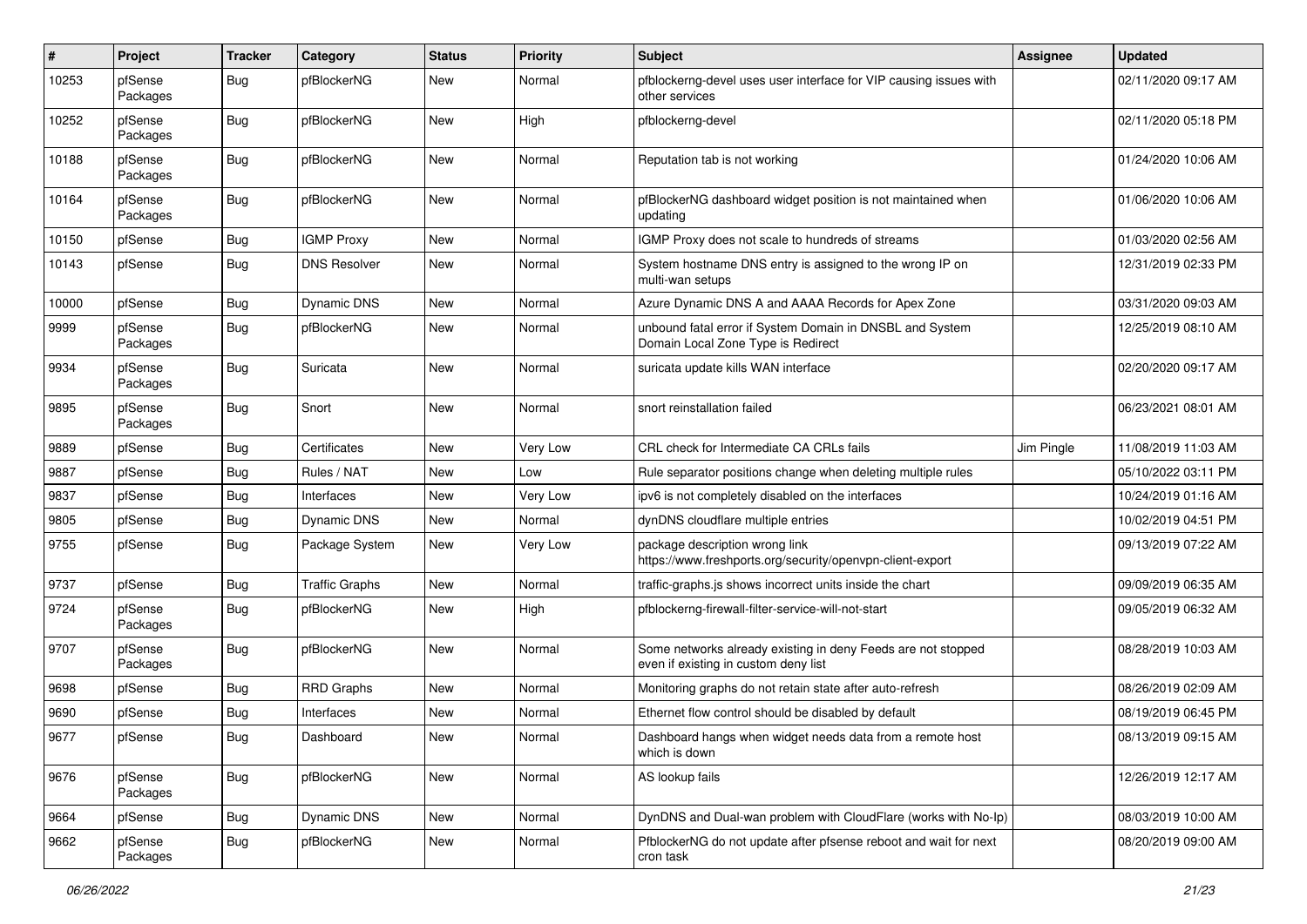| # | Project | Tracker | Category | Status | Priority | Subject | Assignee | Updated |
|---|---|---|---|---|---|---|---|---|
| 10253 | pfSense Packages | Bug | pfBlockerNG | New | Normal | pfblockerng-devel uses user interface for VIP causing issues with other services | | 02/11/2020 09:17 AM |
| 10252 | pfSense Packages | Bug | pfBlockerNG | New | High | pfblockerng-devel | | 02/11/2020 05:18 PM |
| 10188 | pfSense Packages | Bug | pfBlockerNG | New | Normal | Reputation tab is not working | | 01/24/2020 10:06 AM |
| 10164 | pfSense Packages | Bug | pfBlockerNG | New | Normal | pfBlockerNG dashboard widget position is not maintained when updating | | 01/06/2020 10:06 AM |
| 10150 | pfSense | Bug | IGMP Proxy | New | Normal | IGMP Proxy does not scale to hundreds of streams | | 01/03/2020 02:56 AM |
| 10143 | pfSense | Bug | DNS Resolver | New | Normal | System hostname DNS entry is assigned to the wrong IP on multi-wan setups | | 12/31/2019 02:33 PM |
| 10000 | pfSense | Bug | Dynamic DNS | New | Normal | Azure Dynamic DNS A and AAAA Records for Apex Zone | | 03/31/2020 09:03 AM |
| 9999 | pfSense Packages | Bug | pfBlockerNG | New | Normal | unbound fatal error if System Domain in DNSBL and System Domain Local Zone Type is Redirect | | 12/25/2019 08:10 AM |
| 9934 | pfSense Packages | Bug | Suricata | New | Normal | suricata update kills WAN interface | | 02/20/2020 09:17 AM |
| 9895 | pfSense Packages | Bug | Snort | New | Normal | snort reinstallation failed | | 06/23/2021 08:01 AM |
| 9889 | pfSense | Bug | Certificates | New | Very Low | CRL check for Intermediate CA CRLs fails | Jim Pingle | 11/08/2019 11:03 AM |
| 9887 | pfSense | Bug | Rules / NAT | New | Low | Rule separator positions change when deleting multiple rules | | 05/10/2022 03:11 PM |
| 9837 | pfSense | Bug | Interfaces | New | Very Low | ipv6 is not completely disabled on the interfaces | | 10/24/2019 01:16 AM |
| 9805 | pfSense | Bug | Dynamic DNS | New | Normal | dynDNS cloudflare multiple entries | | 10/02/2019 04:51 PM |
| 9755 | pfSense | Bug | Package System | New | Very Low | package description wrong link https://www.freshports.org/security/openvpn-client-export | | 09/13/2019 07:22 AM |
| 9737 | pfSense | Bug | Traffic Graphs | New | Normal | traffic-graphs.js shows incorrect units inside the chart | | 09/09/2019 06:35 AM |
| 9724 | pfSense Packages | Bug | pfBlockerNG | New | High | pfblockerng-firewall-filter-service-will-not-start | | 09/05/2019 06:32 AM |
| 9707 | pfSense Packages | Bug | pfBlockerNG | New | Normal | Some networks already existing in deny Feeds are not stopped even if existing in custom deny list | | 08/28/2019 10:03 AM |
| 9698 | pfSense | Bug | RRD Graphs | New | Normal | Monitoring graphs do not retain state after auto-refresh | | 08/26/2019 02:09 AM |
| 9690 | pfSense | Bug | Interfaces | New | Normal | Ethernet flow control should be disabled by default | | 08/19/2019 06:45 PM |
| 9677 | pfSense | Bug | Dashboard | New | Normal | Dashboard hangs when widget needs data from a remote host which is down | | 08/13/2019 09:15 AM |
| 9676 | pfSense Packages | Bug | pfBlockerNG | New | Normal | AS lookup fails | | 12/26/2019 12:17 AM |
| 9664 | pfSense | Bug | Dynamic DNS | New | Normal | DynDNS and Dual-wan problem with CloudFlare (works with No-Ip) | | 08/03/2019 10:00 AM |
| 9662 | pfSense Packages | Bug | pfBlockerNG | New | Normal | PfblockerNG do not update after pfsense reboot and wait for next cron task | | 08/20/2019 09:00 AM |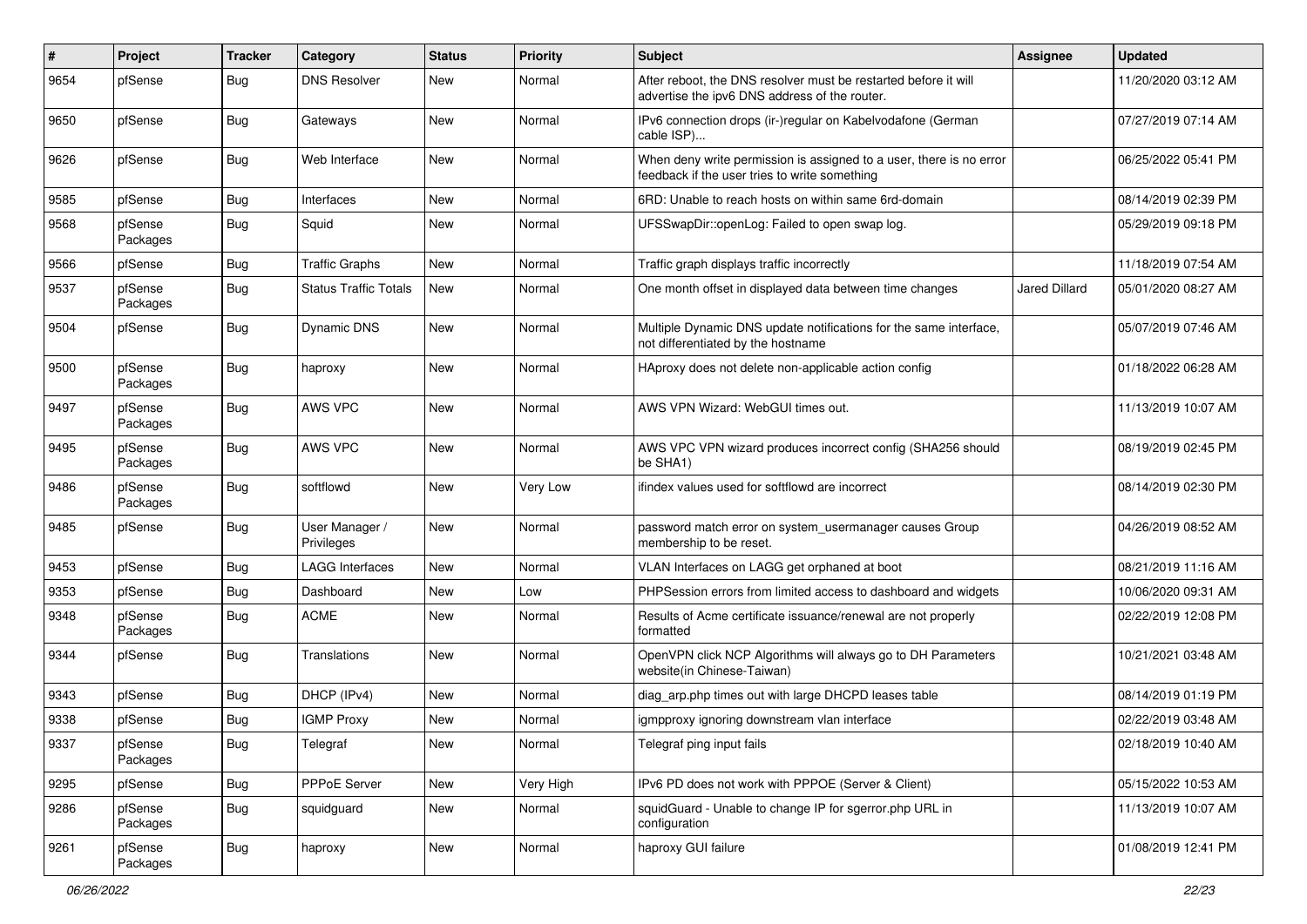| # | Project | Tracker | Category | Status | Priority | Subject | Assignee | Updated |
|---|---|---|---|---|---|---|---|---|
| 9654 | pfSense | Bug | DNS Resolver | New | Normal | After reboot, the DNS resolver must be restarted before it will advertise the ipv6 DNS address of the router. | | 11/20/2020 03:12 AM |
| 9650 | pfSense | Bug | Gateways | New | Normal | IPv6 connection drops (ir-)regular on Kabelvodafone (German cable ISP)... | | 07/27/2019 07:14 AM |
| 9626 | pfSense | Bug | Web Interface | New | Normal | When deny write permission is assigned to a user, there is no error feedback if the user tries to write something | | 06/25/2022 05:41 PM |
| 9585 | pfSense | Bug | Interfaces | New | Normal | 6RD: Unable to reach hosts on within same 6rd-domain | | 08/14/2019 02:39 PM |
| 9568 | pfSense Packages | Bug | Squid | New | Normal | UFSSwapDir::openLog: Failed to open swap log. | | 05/29/2019 09:18 PM |
| 9566 | pfSense | Bug | Traffic Graphs | New | Normal | Traffic graph displays traffic incorrectly | | 11/18/2019 07:54 AM |
| 9537 | pfSense Packages | Bug | Status Traffic Totals | New | Normal | One month offset in displayed data between time changes | Jared Dillard | 05/01/2020 08:27 AM |
| 9504 | pfSense | Bug | Dynamic DNS | New | Normal | Multiple Dynamic DNS update notifications for the same interface, not differentiated by the hostname | | 05/07/2019 07:46 AM |
| 9500 | pfSense Packages | Bug | haproxy | New | Normal | HAproxy does not delete non-applicable action config | | 01/18/2022 06:28 AM |
| 9497 | pfSense Packages | Bug | AWS VPC | New | Normal | AWS VPN Wizard: WebGUI times out. | | 11/13/2019 10:07 AM |
| 9495 | pfSense Packages | Bug | AWS VPC | New | Normal | AWS VPC VPN wizard produces incorrect config (SHA256 should be SHA1) | | 08/19/2019 02:45 PM |
| 9486 | pfSense Packages | Bug | softflowd | New | Very Low | ifindex values used for softflowd are incorrect | | 08/14/2019 02:30 PM |
| 9485 | pfSense | Bug | User Manager / Privileges | New | Normal | password match error on system_usermanager causes Group membership to be reset. | | 04/26/2019 08:52 AM |
| 9453 | pfSense | Bug | LAGG Interfaces | New | Normal | VLAN Interfaces on LAGG get orphaned at boot | | 08/21/2019 11:16 AM |
| 9353 | pfSense | Bug | Dashboard | New | Low | PHPSession errors from limited access to dashboard and widgets | | 10/06/2020 09:31 AM |
| 9348 | pfSense Packages | Bug | ACME | New | Normal | Results of Acme certificate issuance/renewal are not properly formatted | | 02/22/2019 12:08 PM |
| 9344 | pfSense | Bug | Translations | New | Normal | OpenVPN click NCP Algorithms will always go to DH Parameters website(in Chinese-Taiwan) | | 10/21/2021 03:48 AM |
| 9343 | pfSense | Bug | DHCP (IPv4) | New | Normal | diag_arp.php times out with large DHCPD leases table | | 08/14/2019 01:19 PM |
| 9338 | pfSense | Bug | IGMP Proxy | New | Normal | igmpproxy ignoring downstream vlan interface | | 02/22/2019 03:48 AM |
| 9337 | pfSense Packages | Bug | Telegraf | New | Normal | Telegraf ping input fails | | 02/18/2019 10:40 AM |
| 9295 | pfSense | Bug | PPPoE Server | New | Very High | IPv6 PD does not work with PPPOE (Server & Client) | | 05/15/2022 10:53 AM |
| 9286 | pfSense Packages | Bug | squidguard | New | Normal | squidGuard - Unable to change IP for sgerror.php URL in configuration | | 11/13/2019 10:07 AM |
| 9261 | pfSense Packages | Bug | haproxy | New | Normal | haproxy GUI failure | | 01/08/2019 12:41 PM |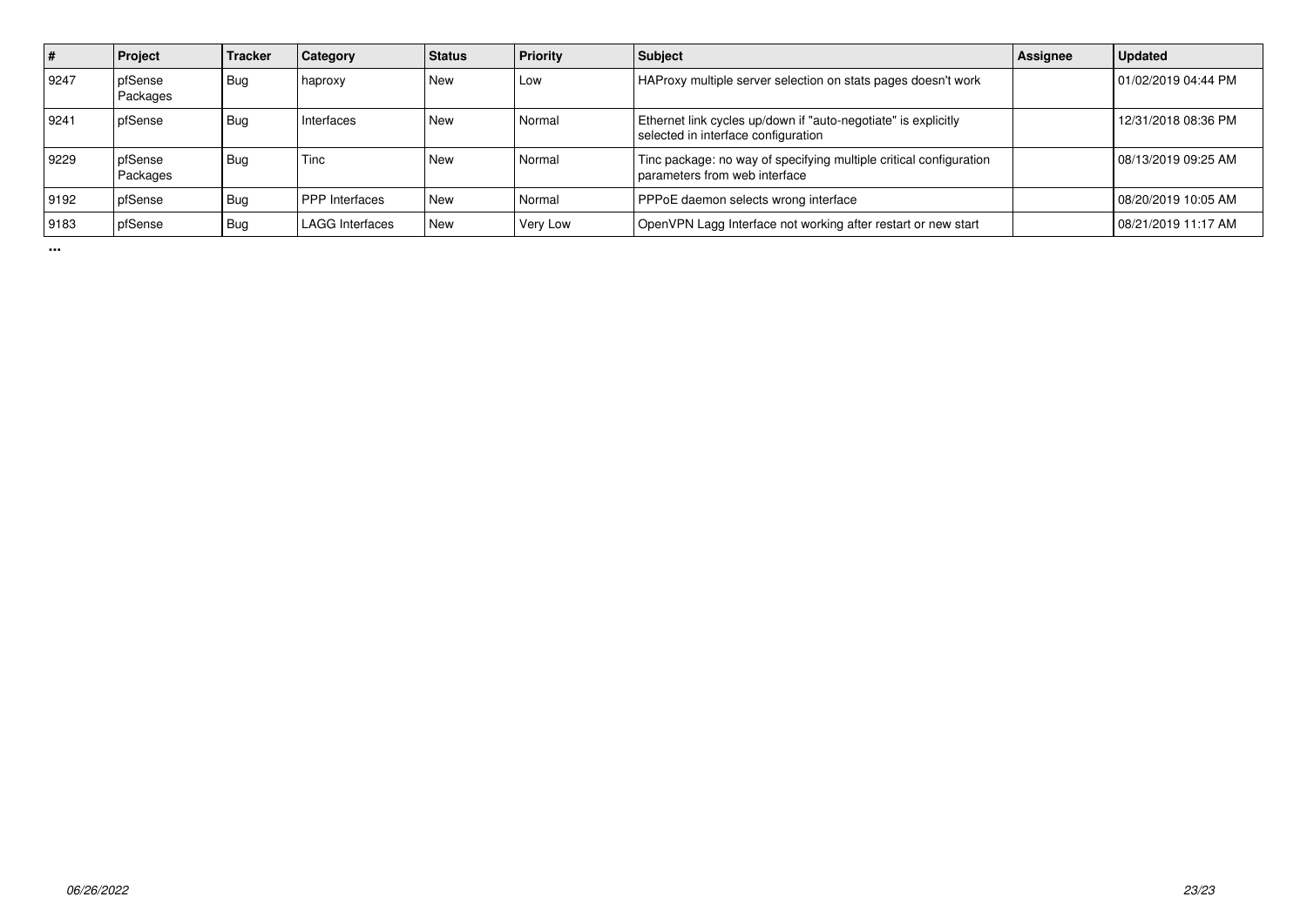| # | Project | Tracker | Category | Status | Priority | Subject | Assignee | Updated |
|---|---|---|---|---|---|---|---|---|
| 9247 | pfSense Packages | Bug | haproxy | New | Low | HAProxy multiple server selection on stats pages doesn't work | | 01/02/2019 04:44 PM |
| 9241 | pfSense | Bug | Interfaces | New | Normal | Ethernet link cycles up/down if "auto-negotiate" is explicitly selected in interface configuration | | 12/31/2018 08:36 PM |
| 9229 | pfSense Packages | Bug | Tinc | New | Normal | Tinc package: no way of specifying multiple critical configuration parameters from web interface | | 08/13/2019 09:25 AM |
| 9192 | pfSense | Bug | PPP Interfaces | New | Normal | PPPoE daemon selects wrong interface | | 08/20/2019 10:05 AM |
| 9183 | pfSense | Bug | LAGG Interfaces | New | Very Low | OpenVPN Lagg Interface not working after restart or new start | | 08/21/2019 11:17 AM |

...